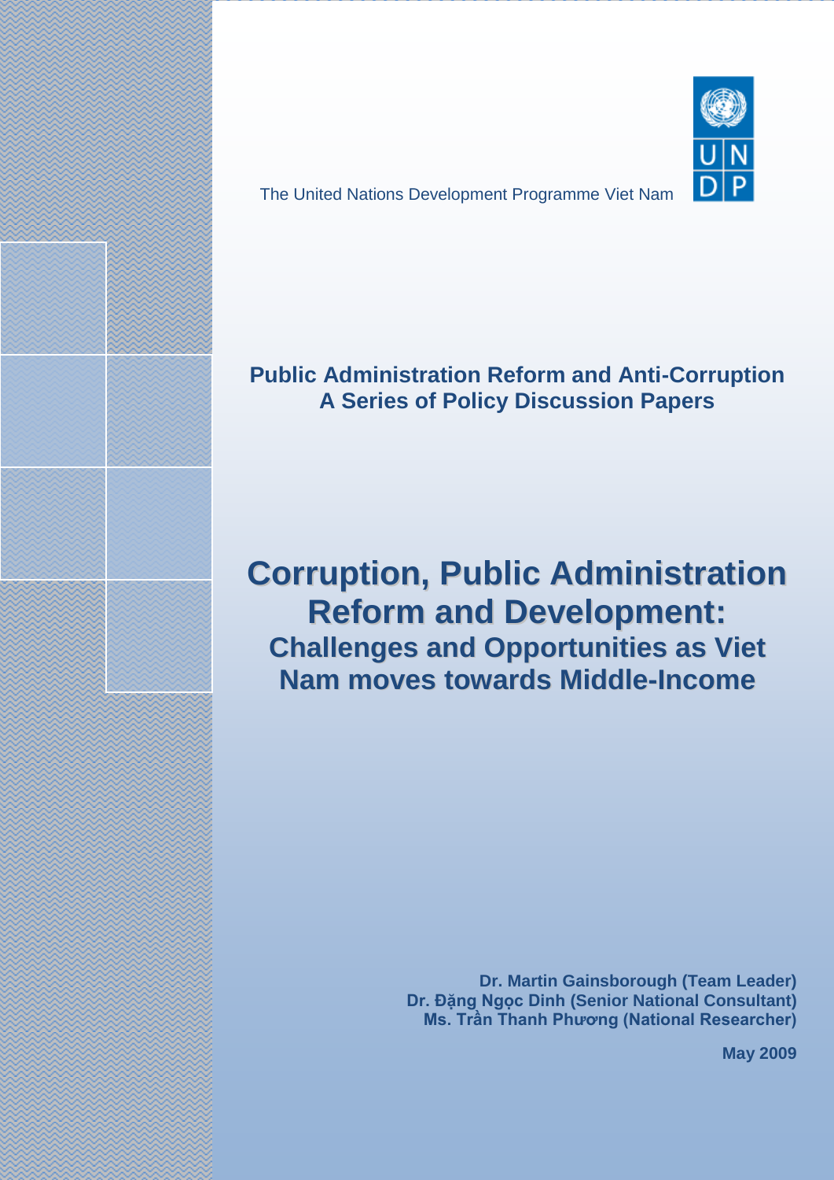The United Nations Development Programme Viet Nam

**Public Administration Reform and Anti-Corruption**
**A Series of Policy Discussion Papers**

# Corruption, Public Administration Reform and Development:

## Challenges and Opportunities as Viet Nam moves towards Middle-Income

**Dr. Martin Gainsborough (Team Leader)**
**Dr. Đặng Ngọc Dinh (Senior National Consultant)**
**Ms. Trần Thanh Phương (National Researcher)**

**May 2009**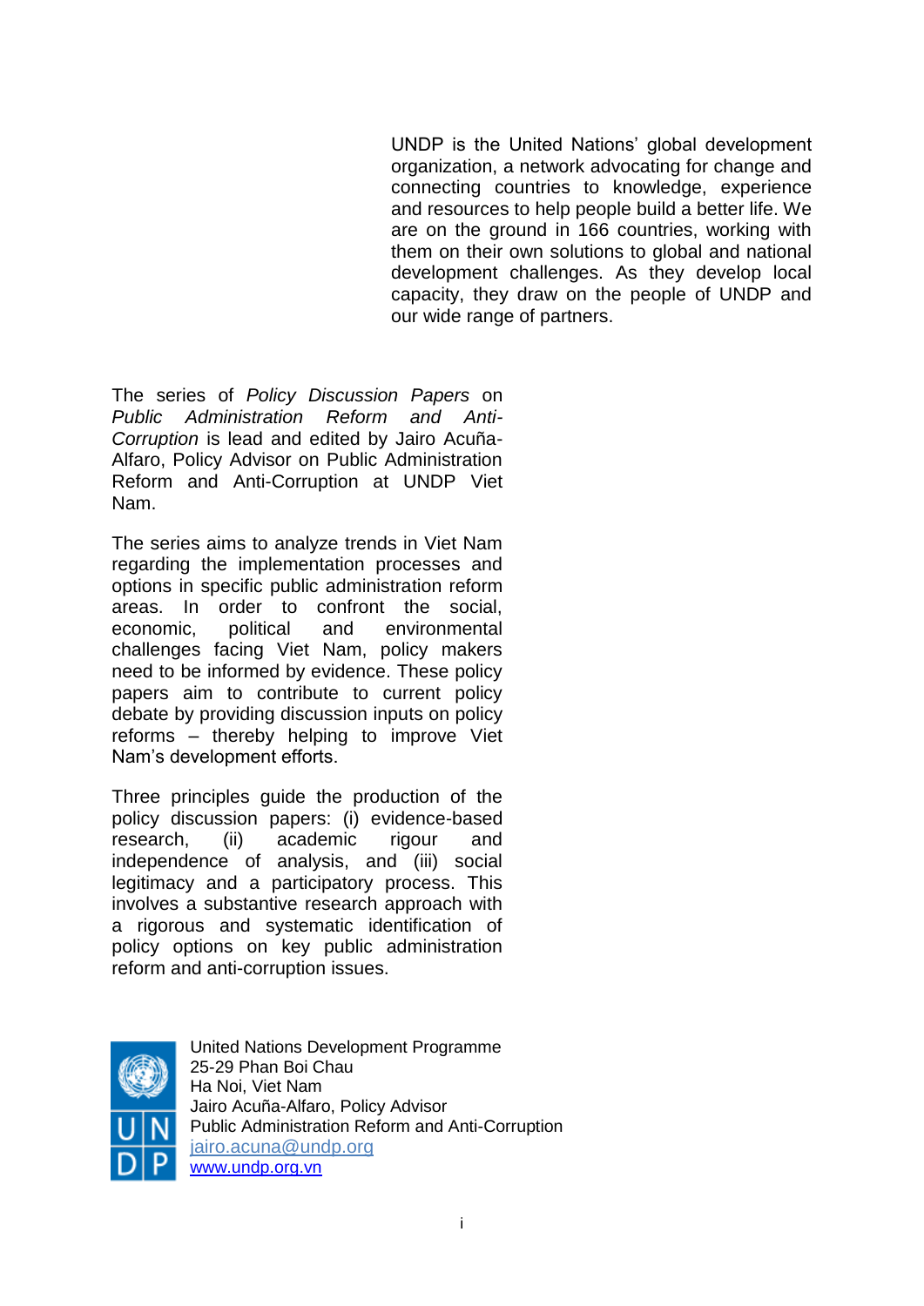UNDP is the United Nations' global development organization, a network advocating for change and connecting countries to knowledge, experience and resources to help people build a better life. We are on the ground in 166 countries, working with them on their own solutions to global and national development challenges. As they develop local capacity, they draw on the people of UNDP and our wide range of partners.

The series of *Policy Discussion Papers* on *Public Administration Reform and Anti-Corruption* is lead and edited by Jairo Acuña-Alfaro, Policy Advisor on Public Administration Reform and Anti-Corruption at UNDP Viet Nam.

The series aims to analyze trends in Viet Nam regarding the implementation processes and options in specific public administration reform areas. In order to confront the social, economic, political and environmental challenges facing Viet Nam, policy makers need to be informed by evidence. These policy papers aim to contribute to current policy debate by providing discussion inputs on policy reforms – thereby helping to improve Viet Nam's development efforts.

Three principles guide the production of the policy discussion papers: (i) evidence-based research, (ii) academic rigour and independence of analysis, and (iii) social legitimacy and a participatory process. This involves a substantive research approach with a rigorous and systematic identification of policy options on key public administration reform and anti-corruption issues.

United Nations Development Programme
25-29 Phan Boi Chau
Ha Noi, Viet Nam
Jairo Acuña-Alfaro, Policy Advisor
Public Administration Reform and Anti-Corruption
jairo.acuna@undp.org
www.undp.org.vn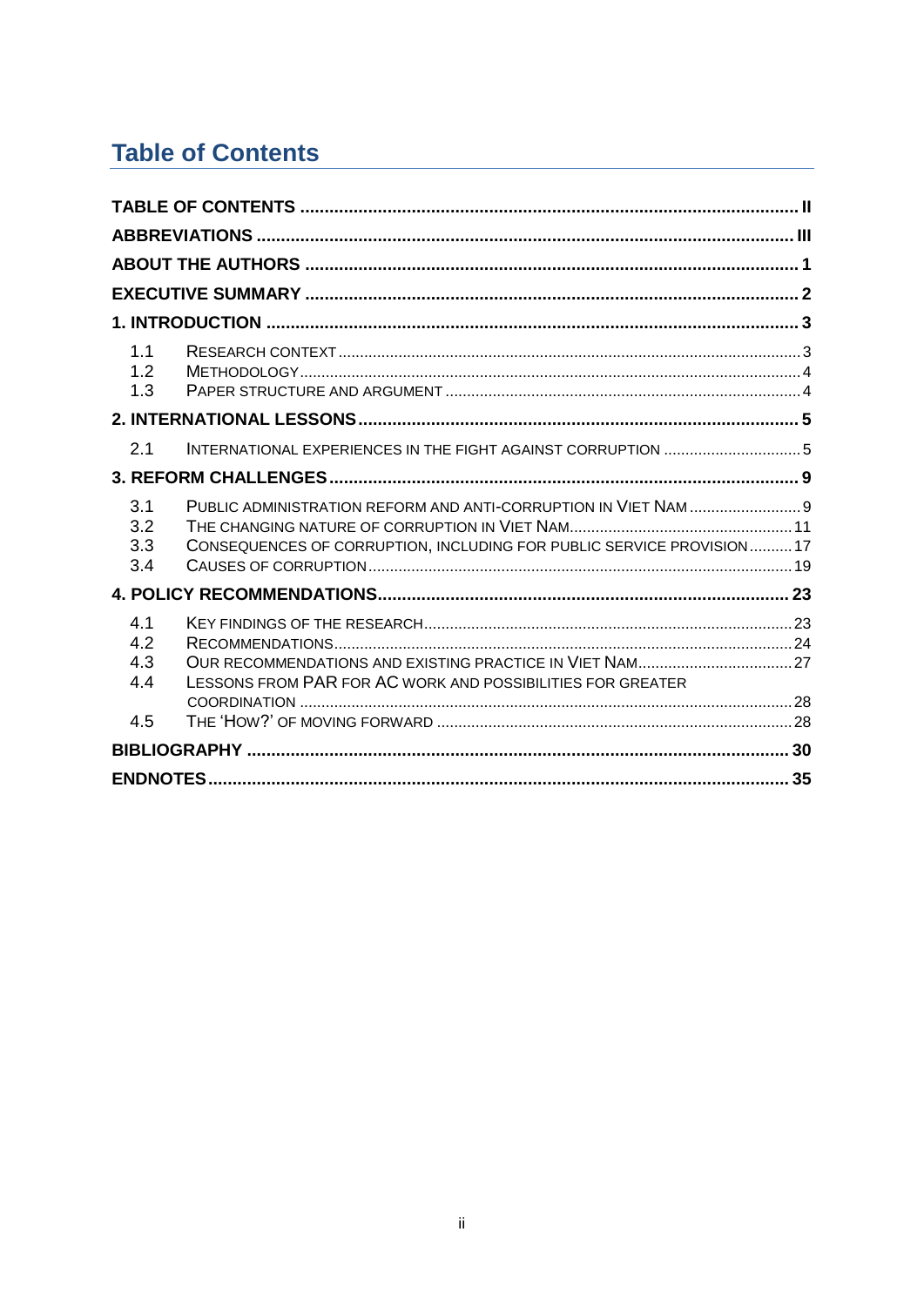# Table of Contents

| | | |
|---|---|---|
| **TABLE OF CONTENTS** | | **II** |
| **ABBREVIATIONS** | | **III** |
| **ABOUT THE AUTHORS** | | **1** |
| **EXECUTIVE SUMMARY** | | **2** |
| **1. INTRODUCTION** | | **3** |
| 1.1 | RESEARCH CONTEXT | 3 |
| 1.2 | METHODOLOGY | 4 |
| 1.3 | PAPER STRUCTURE AND ARGUMENT | 4 |
| **2. INTERNATIONAL LESSONS** | | **5** |
| 2.1 | INTERNATIONAL EXPERIENCES IN THE FIGHT AGAINST CORRUPTION | 5 |
| **3. REFORM CHALLENGES** | | **9** |
| 3.1 | PUBLIC ADMINISTRATION REFORM AND ANTI-CORRUPTION IN VIET NAM | 9 |
| 3.2 | THE CHANGING NATURE OF CORRUPTION IN VIET NAM | 11 |
| 3.3 | CONSEQUENCES OF CORRUPTION, INCLUDING FOR PUBLIC SERVICE PROVISION | 17 |
| 3.4 | CAUSES OF CORRUPTION | 19 |
| **4. POLICY RECOMMENDATIONS** | | **23** |
| 4.1 | KEY FINDINGS OF THE RESEARCH | 23 |
| 4.2 | RECOMMENDATIONS | 24 |
| 4.3 | OUR RECOMMENDATIONS AND EXISTING PRACTICE IN VIET NAM | 27 |
| 4.4 | LESSONS FROM PAR FOR AC WORK AND POSSIBILITIES FOR GREATER COORDINATION | 28 |
| 4.5 | THE 'HOW?' OF MOVING FORWARD | 28 |
| **BIBLIOGRAPHY** | | **30** |
| **ENDNOTES** | | **35** |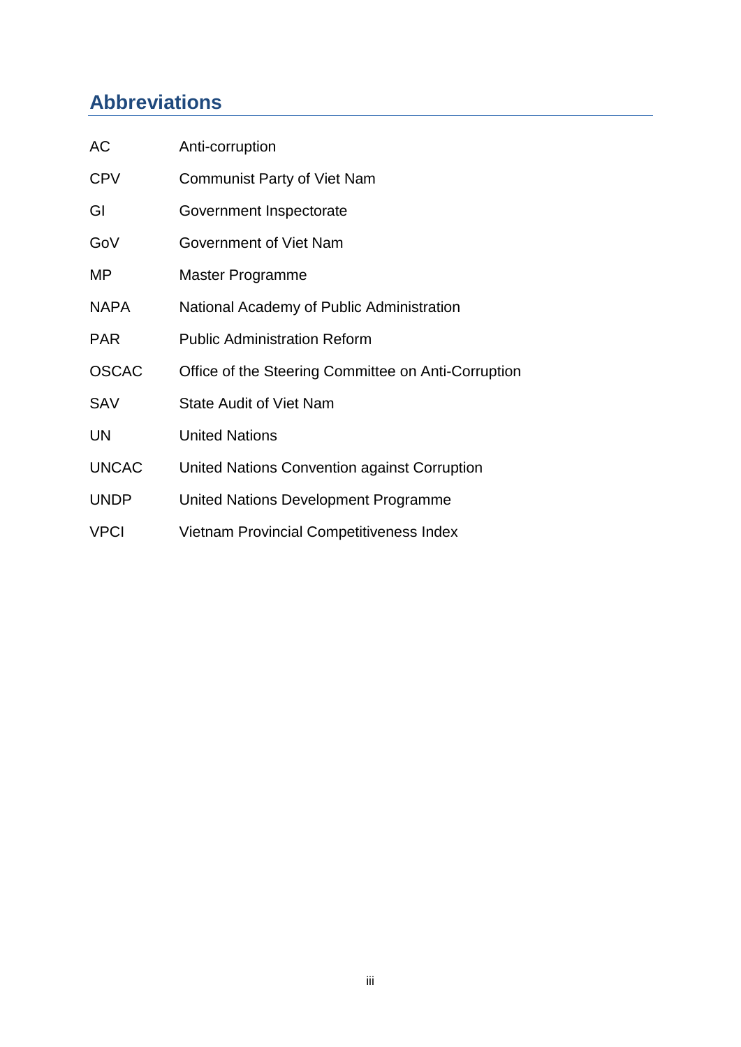## Abbreviations

| | |
|---|---|
| AC | Anti-corruption |
| CPV | Communist Party of Viet Nam |
| GI | Government Inspectorate |
| GoV | Government of Viet Nam |
| MP | Master Programme |
| NAPA | National Academy of Public Administration |
| PAR | Public Administration Reform |
| OSCAC | Office of the Steering Committee on Anti-Corruption |
| SAV | State Audit of Viet Nam |
| UN | United Nations |
| UNCAC | United Nations Convention against Corruption |
| UNDP | United Nations Development Programme |
| VPCI | Vietnam Provincial Competitiveness Index |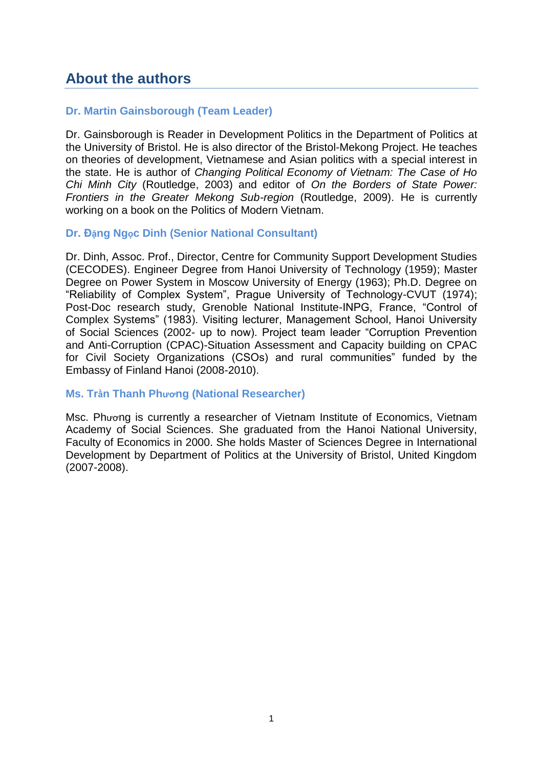# About the authors

### Dr. Martin Gainsborough (Team Leader)

Dr. Gainsborough is Reader in Development Politics in the Department of Politics at the University of Bristol. He is also director of the Bristol-Mekong Project. He teaches on theories of development, Vietnamese and Asian politics with a special interest in the state. He is author of *Changing Political Economy of Vietnam: The Case of Ho Chi Minh City* (Routledge, 2003) and editor of *On the Borders of State Power: Frontiers in the Greater Mekong Sub-region* (Routledge, 2009). He is currently working on a book on the Politics of Modern Vietnam.

### Dr. Đặng Ngọc Dinh (Senior National Consultant)

Dr. Dinh, Assoc. Prof., Director, Centre for Community Support Development Studies (CECODES). Engineer Degree from Hanoi University of Technology (1959); Master Degree on Power System in Moscow University of Energy (1963); Ph.D. Degree on "Reliability of Complex System", Prague University of Technology-CVUT (1974); Post-Doc research study, Grenoble National Institute-INPG, France, "Control of Complex Systems" (1983). Visiting lecturer, Management School, Hanoi University of Social Sciences (2002- up to now). Project team leader "Corruption Prevention and Anti-Corruption (CPAC)-Situation Assessment and Capacity building on CPAC for Civil Society Organizations (CSOs) and rural communities" funded by the Embassy of Finland Hanoi (2008-2010).

### Ms. Trần Thanh Phương (National Researcher)

Msc. Phương is currently a researcher of Vietnam Institute of Economics, Vietnam Academy of Social Sciences. She graduated from the Hanoi National University, Faculty of Economics in 2000. She holds Master of Sciences Degree in International Development by Department of Politics at the University of Bristol, United Kingdom (2007-2008).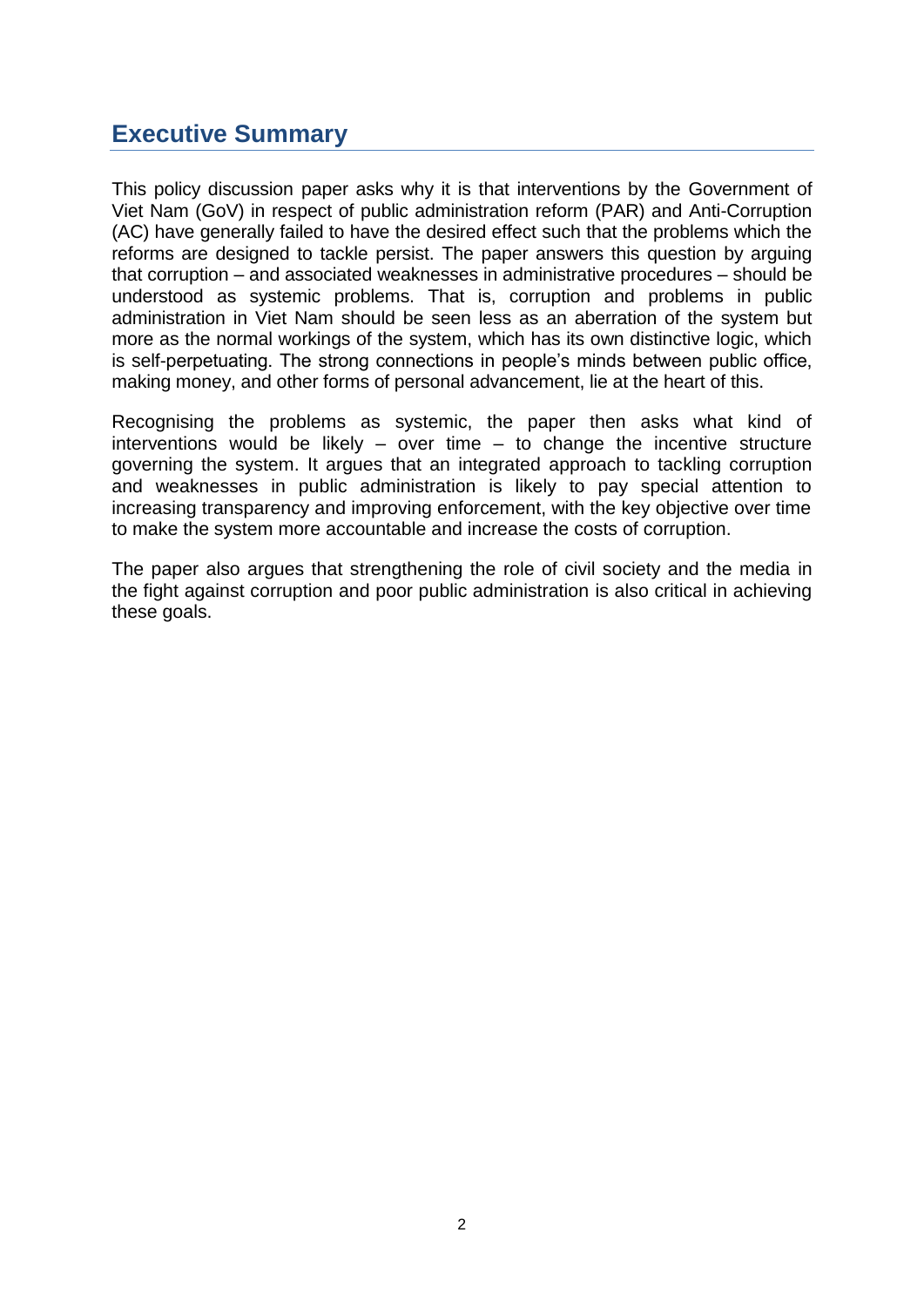## Executive Summary

This policy discussion paper asks why it is that interventions by the Government of Viet Nam (GoV) in respect of public administration reform (PAR) and Anti-Corruption (AC) have generally failed to have the desired effect such that the problems which the reforms are designed to tackle persist. The paper answers this question by arguing that corruption – and associated weaknesses in administrative procedures – should be understood as systemic problems. That is, corruption and problems in public administration in Viet Nam should be seen less as an aberration of the system but more as the normal workings of the system, which has its own distinctive logic, which is self-perpetuating. The strong connections in people's minds between public office, making money, and other forms of personal advancement, lie at the heart of this.

Recognising the problems as systemic, the paper then asks what kind of interventions would be likely – over time – to change the incentive structure governing the system. It argues that an integrated approach to tackling corruption and weaknesses in public administration is likely to pay special attention to increasing transparency and improving enforcement, with the key objective over time to make the system more accountable and increase the costs of corruption.

The paper also argues that strengthening the role of civil society and the media in the fight against corruption and poor public administration is also critical in achieving these goals.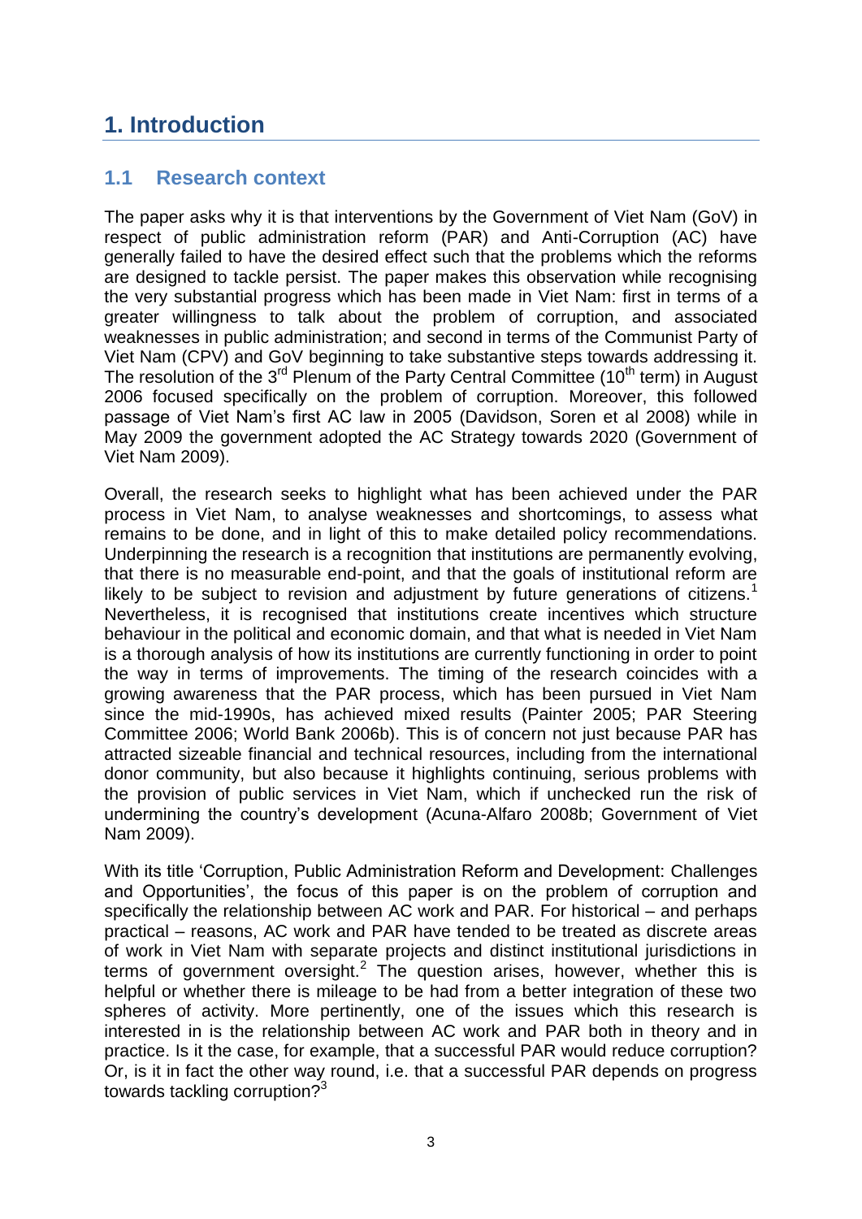# 1. Introduction

## 1.1 Research context

The paper asks why it is that interventions by the Government of Viet Nam (GoV) in respect of public administration reform (PAR) and Anti-Corruption (AC) have generally failed to have the desired effect such that the problems which the reforms are designed to tackle persist. The paper makes this observation while recognising the very substantial progress which has been made in Viet Nam: first in terms of a greater willingness to talk about the problem of corruption, and associated weaknesses in public administration; and second in terms of the Communist Party of Viet Nam (CPV) and GoV beginning to take substantive steps towards addressing it. The resolution of the 3rd Plenum of the Party Central Committee (10th term) in August 2006 focused specifically on the problem of corruption. Moreover, this followed passage of Viet Nam's first AC law in 2005 (Davidson, Soren et al 2008) while in May 2009 the government adopted the AC Strategy towards 2020 (Government of Viet Nam 2009).

Overall, the research seeks to highlight what has been achieved under the PAR process in Viet Nam, to analyse weaknesses and shortcomings, to assess what remains to be done, and in light of this to make detailed policy recommendations. Underpinning the research is a recognition that institutions are permanently evolving, that there is no measurable end-point, and that the goals of institutional reform are likely to be subject to revision and adjustment by future generations of citizens.[1] Nevertheless, it is recognised that institutions create incentives which structure behaviour in the political and economic domain, and that what is needed in Viet Nam is a thorough analysis of how its institutions are currently functioning in order to point the way in terms of improvements. The timing of the research coincides with a growing awareness that the PAR process, which has been pursued in Viet Nam since the mid-1990s, has achieved mixed results (Painter 2005; PAR Steering Committee 2006; World Bank 2006b). This is of concern not just because PAR has attracted sizeable financial and technical resources, including from the international donor community, but also because it highlights continuing, serious problems with the provision of public services in Viet Nam, which if unchecked run the risk of undermining the country's development (Acuna-Alfaro 2008b; Government of Viet Nam 2009).

With its title 'Corruption, Public Administration Reform and Development: Challenges and Opportunities', the focus of this paper is on the problem of corruption and specifically the relationship between AC work and PAR. For historical – and perhaps practical – reasons, AC work and PAR have tended to be treated as discrete areas of work in Viet Nam with separate projects and distinct institutional jurisdictions in terms of government oversight.[2] The question arises, however, whether this is helpful or whether there is mileage to be had from a better integration of these two spheres of activity. More pertinently, one of the issues which this research is interested in is the relationship between AC work and PAR both in theory and in practice. Is it the case, for example, that a successful PAR would reduce corruption? Or, is it in fact the other way round, i.e. that a successful PAR depends on progress towards tackling corruption?[3]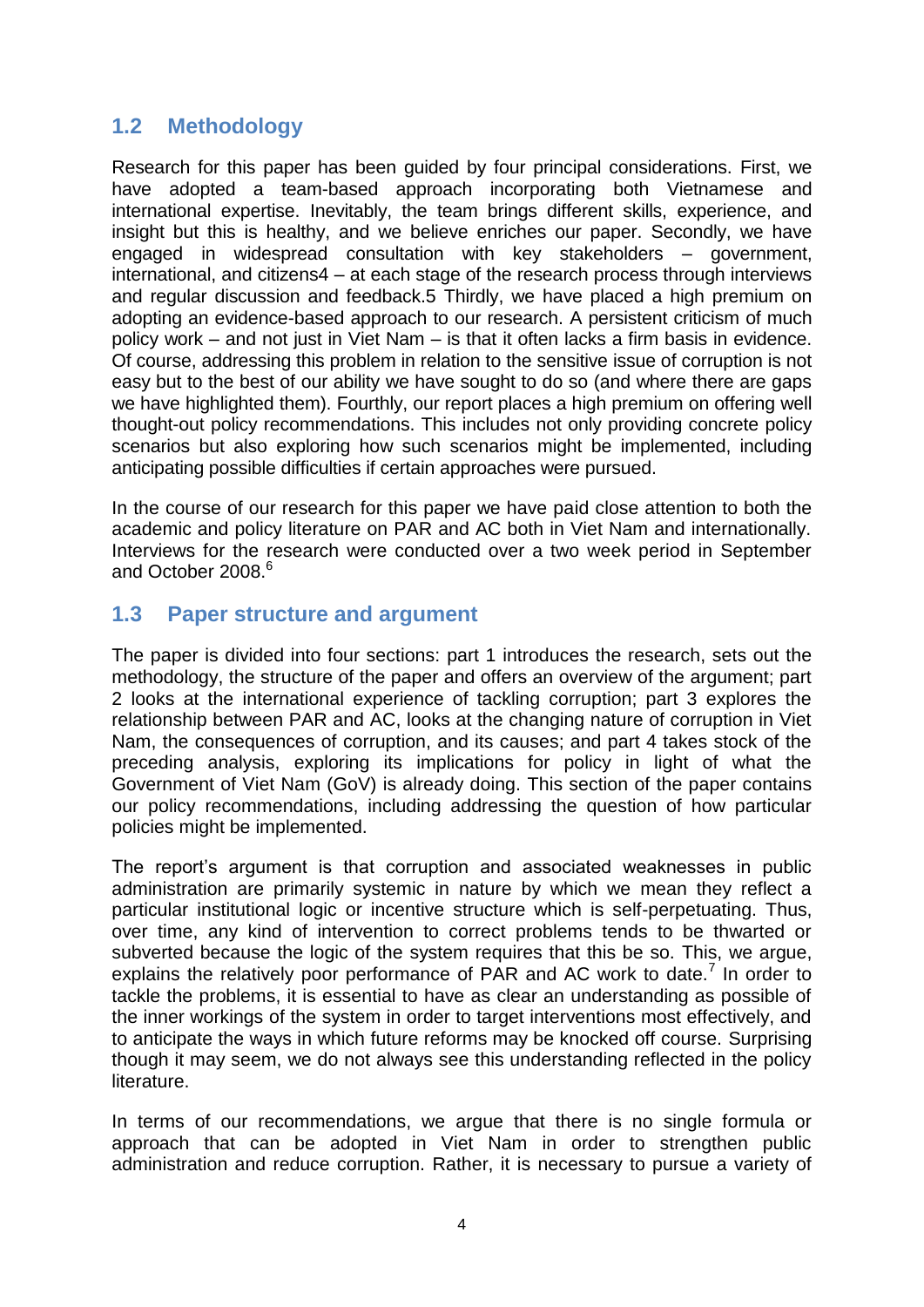## 1.2 Methodology

Research for this paper has been guided by four principal considerations. First, we have adopted a team-based approach incorporating both Vietnamese and international expertise. Inevitably, the team brings different skills, experience, and insight but this is healthy, and we believe enriches our paper. Secondly, we have engaged in widespread consultation with key stakeholders – government, international, and citizens[4] – at each stage of the research process through interviews and regular discussion and feedback.[5] Thirdly, we have placed a high premium on adopting an evidence-based approach to our research. A persistent criticism of much policy work – and not just in Viet Nam – is that it often lacks a firm basis in evidence. Of course, addressing this problem in relation to the sensitive issue of corruption is not easy but to the best of our ability we have sought to do so (and where there are gaps we have highlighted them). Fourthly, our report places a high premium on offering well thought-out policy recommendations. This includes not only providing concrete policy scenarios but also exploring how such scenarios might be implemented, including anticipating possible difficulties if certain approaches were pursued.

In the course of our research for this paper we have paid close attention to both the academic and policy literature on PAR and AC both in Viet Nam and internationally. Interviews for the research were conducted over a two week period in September and October 2008.[6]

## 1.3 Paper structure and argument

The paper is divided into four sections: part 1 introduces the research, sets out the methodology, the structure of the paper and offers an overview of the argument; part 2 looks at the international experience of tackling corruption; part 3 explores the relationship between PAR and AC, looks at the changing nature of corruption in Viet Nam, the consequences of corruption, and its causes; and part 4 takes stock of the preceding analysis, exploring its implications for policy in light of what the Government of Viet Nam (GoV) is already doing. This section of the paper contains our policy recommendations, including addressing the question of how particular policies might be implemented.

The report's argument is that corruption and associated weaknesses in public administration are primarily systemic in nature by which we mean they reflect a particular institutional logic or incentive structure which is self-perpetuating. Thus, over time, any kind of intervention to correct problems tends to be thwarted or subverted because the logic of the system requires that this be so. This, we argue, explains the relatively poor performance of PAR and AC work to date.[7] In order to tackle the problems, it is essential to have as clear an understanding as possible of the inner workings of the system in order to target interventions most effectively, and to anticipate the ways in which future reforms may be knocked off course. Surprising though it may seem, we do not always see this understanding reflected in the policy literature.

In terms of our recommendations, we argue that there is no single formula or approach that can be adopted in Viet Nam in order to strengthen public administration and reduce corruption. Rather, it is necessary to pursue a variety of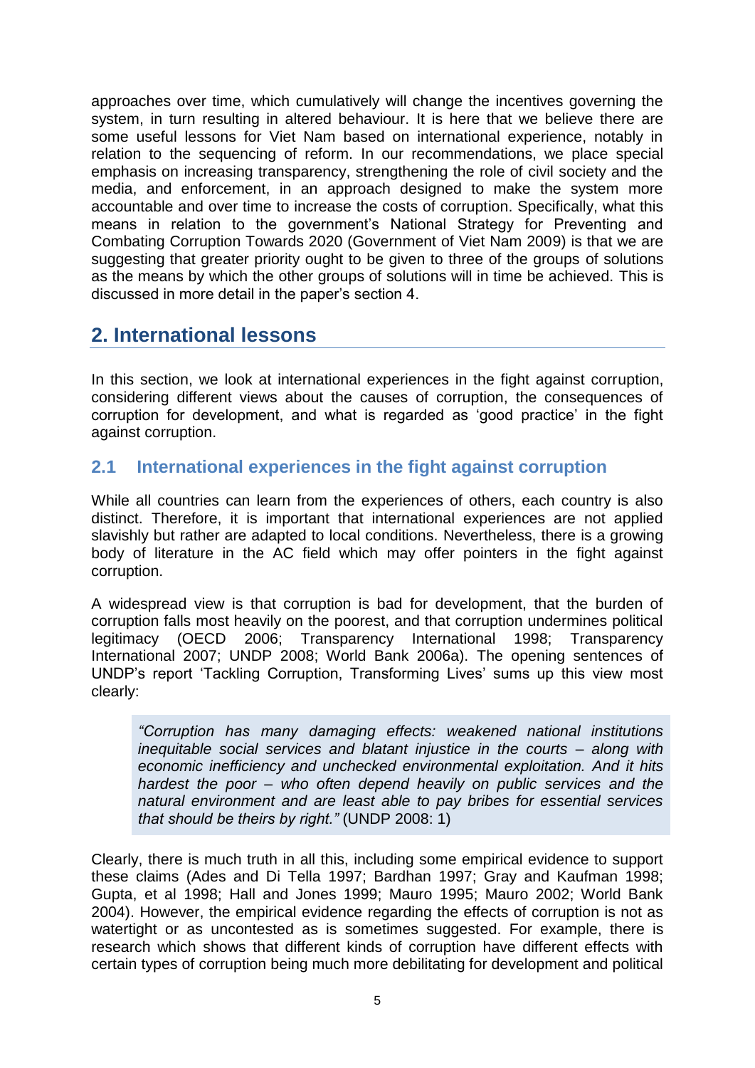approaches over time, which cumulatively will change the incentives governing the system, in turn resulting in altered behaviour. It is here that we believe there are some useful lessons for Viet Nam based on international experience, notably in relation to the sequencing of reform. In our recommendations, we place special emphasis on increasing transparency, strengthening the role of civil society and the media, and enforcement, in an approach designed to make the system more accountable and over time to increase the costs of corruption. Specifically, what this means in relation to the government's National Strategy for Preventing and Combating Corruption Towards 2020 (Government of Viet Nam 2009) is that we are suggesting that greater priority ought to be given to three of the groups of solutions as the means by which the other groups of solutions will in time be achieved. This is discussed in more detail in the paper's section 4.

## 2. International lessons

In this section, we look at international experiences in the fight against corruption, considering different views about the causes of corruption, the consequences of corruption for development, and what is regarded as 'good practice' in the fight against corruption.

### 2.1 International experiences in the fight against corruption

While all countries can learn from the experiences of others, each country is also distinct. Therefore, it is important that international experiences are not applied slavishly but rather are adapted to local conditions. Nevertheless, there is a growing body of literature in the AC field which may offer pointers in the fight against corruption.

A widespread view is that corruption is bad for development, that the burden of corruption falls most heavily on the poorest, and that corruption undermines political legitimacy (OECD 2006; Transparency International 1998; Transparency International 2007; UNDP 2008; World Bank 2006a). The opening sentences of UNDP's report 'Tackling Corruption, Transforming Lives' sums up this view most clearly:

> *"Corruption has many damaging effects: weakened national institutions inequitable social services and blatant injustice in the courts – along with economic inefficiency and unchecked environmental exploitation. And it hits hardest the poor – who often depend heavily on public services and the natural environment and are least able to pay bribes for essential services that should be theirs by right."* (UNDP 2008: 1)

Clearly, there is much truth in all this, including some empirical evidence to support these claims (Ades and Di Tella 1997; Bardhan 1997; Gray and Kaufman 1998; Gupta, et al 1998; Hall and Jones 1999; Mauro 1995; Mauro 2002; World Bank 2004). However, the empirical evidence regarding the effects of corruption is not as watertight or as uncontested as is sometimes suggested. For example, there is research which shows that different kinds of corruption have different effects with certain types of corruption being much more debilitating for development and political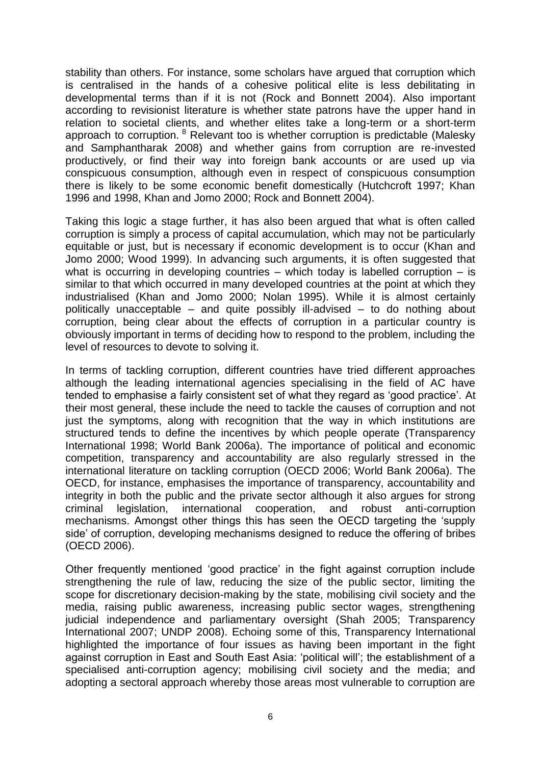stability than others. For instance, some scholars have argued that corruption which is centralised in the hands of a cohesive political elite is less debilitating in developmental terms than if it is not (Rock and Bonnett 2004). Also important according to revisionist literature is whether state patrons have the upper hand in relation to societal clients, and whether elites take a long-term or a short-term approach to corruption. [8] Relevant too is whether corruption is predictable (Malesky and Samphantharak 2008) and whether gains from corruption are re-invested productively, or find their way into foreign bank accounts or are used up via conspicuous consumption, although even in respect of conspicuous consumption there is likely to be some economic benefit domestically (Hutchcroft 1997; Khan 1996 and 1998, Khan and Jomo 2000; Rock and Bonnett 2004).

Taking this logic a stage further, it has also been argued that what is often called corruption is simply a process of capital accumulation, which may not be particularly equitable or just, but is necessary if economic development is to occur (Khan and Jomo 2000; Wood 1999). In advancing such arguments, it is often suggested that what is occurring in developing countries – which today is labelled corruption – is similar to that which occurred in many developed countries at the point at which they industrialised (Khan and Jomo 2000; Nolan 1995). While it is almost certainly politically unacceptable – and quite possibly ill-advised – to do nothing about corruption, being clear about the effects of corruption in a particular country is obviously important in terms of deciding how to respond to the problem, including the level of resources to devote to solving it.

In terms of tackling corruption, different countries have tried different approaches although the leading international agencies specialising in the field of AC have tended to emphasise a fairly consistent set of what they regard as 'good practice'. At their most general, these include the need to tackle the causes of corruption and not just the symptoms, along with recognition that the way in which institutions are structured tends to define the incentives by which people operate (Transparency International 1998; World Bank 2006a). The importance of political and economic competition, transparency and accountability are also regularly stressed in the international literature on tackling corruption (OECD 2006; World Bank 2006a). The OECD, for instance, emphasises the importance of transparency, accountability and integrity in both the public and the private sector although it also argues for strong criminal legislation, international cooperation, and robust anti-corruption mechanisms. Amongst other things this has seen the OECD targeting the 'supply side' of corruption, developing mechanisms designed to reduce the offering of bribes (OECD 2006).

Other frequently mentioned 'good practice' in the fight against corruption include strengthening the rule of law, reducing the size of the public sector, limiting the scope for discretionary decision-making by the state, mobilising civil society and the media, raising public awareness, increasing public sector wages, strengthening judicial independence and parliamentary oversight (Shah 2005; Transparency International 2007; UNDP 2008). Echoing some of this, Transparency International highlighted the importance of four issues as having been important in the fight against corruption in East and South East Asia: 'political will'; the establishment of a specialised anti-corruption agency; mobilising civil society and the media; and adopting a sectoral approach whereby those areas most vulnerable to corruption are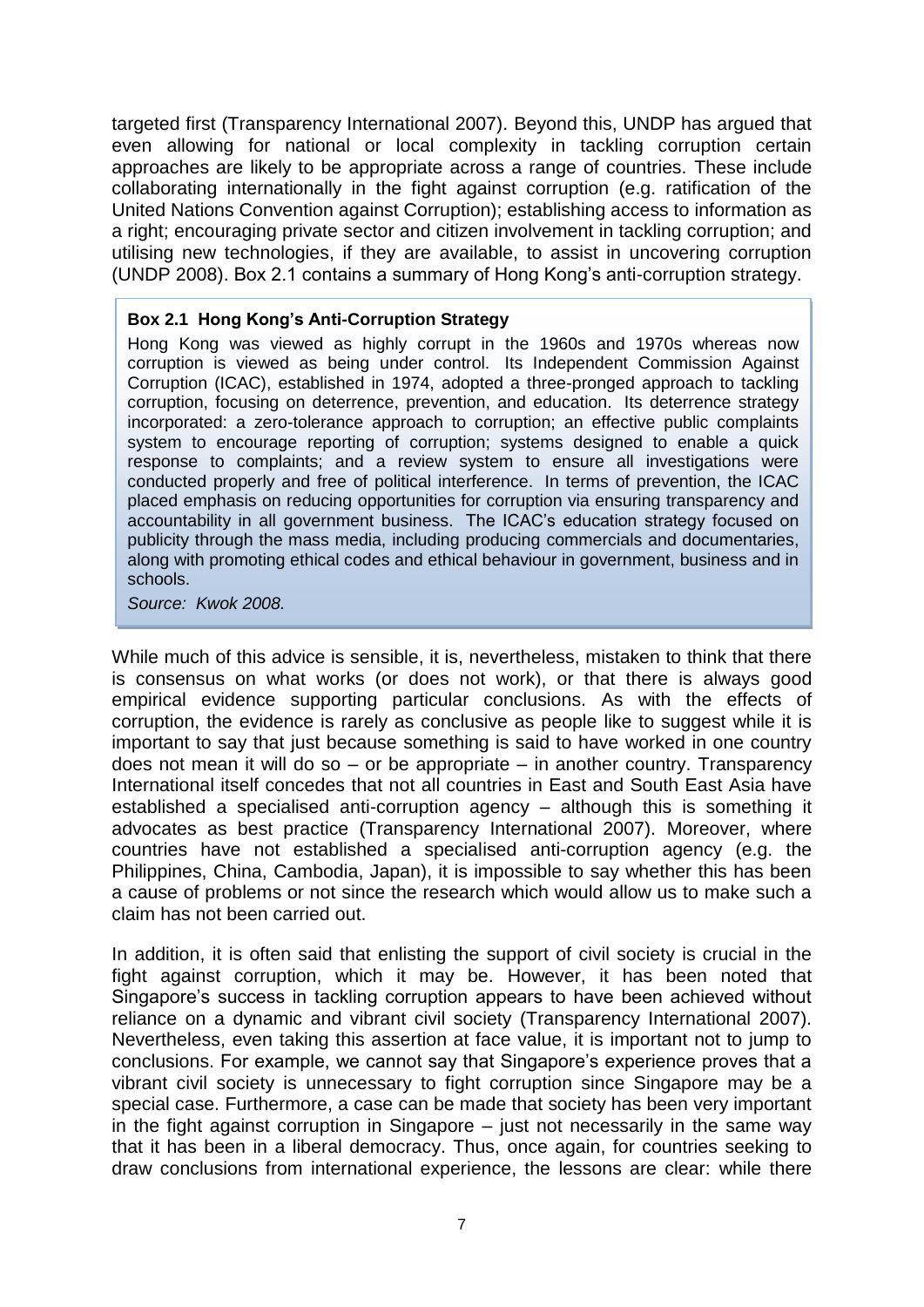targeted first (Transparency International 2007). Beyond this, UNDP has argued that even allowing for national or local complexity in tackling corruption certain approaches are likely to be appropriate across a range of countries. These include collaborating internationally in the fight against corruption (e.g. ratification of the United Nations Convention against Corruption); establishing access to information as a right; encouraging private sector and citizen involvement in tackling corruption; and utilising new technologies, if they are available, to assist in uncovering corruption (UNDP 2008). Box 2.1 contains a summary of Hong Kong's anti-corruption strategy.

> **Box 2.1 Hong Kong's Anti-Corruption Strategy**
>
> Hong Kong was viewed as highly corrupt in the 1960s and 1970s whereas now corruption is viewed as being under control. Its Independent Commission Against Corruption (ICAC), established in 1974, adopted a three-pronged approach to tackling corruption, focusing on deterrence, prevention, and education. Its deterrence strategy incorporated: a zero-tolerance approach to corruption; an effective public complaints system to encourage reporting of corruption; systems designed to enable a quick response to complaints; and a review system to ensure all investigations were conducted properly and free of political interference. In terms of prevention, the ICAC placed emphasis on reducing opportunities for corruption via ensuring transparency and accountability in all government business. The ICAC's education strategy focused on publicity through the mass media, including producing commercials and documentaries, along with promoting ethical codes and ethical behaviour in government, business and in schools.
>
> *Source: Kwok 2008.*

While much of this advice is sensible, it is, nevertheless, mistaken to think that there is consensus on what works (or does not work), or that there is always good empirical evidence supporting particular conclusions. As with the effects of corruption, the evidence is rarely as conclusive as people like to suggest while it is important to say that just because something is said to have worked in one country does not mean it will do so – or be appropriate – in another country. Transparency International itself concedes that not all countries in East and South East Asia have established a specialised anti-corruption agency – although this is something it advocates as best practice (Transparency International 2007). Moreover, where countries have not established a specialised anti-corruption agency (e.g. the Philippines, China, Cambodia, Japan), it is impossible to say whether this has been a cause of problems or not since the research which would allow us to make such a claim has not been carried out.

In addition, it is often said that enlisting the support of civil society is crucial in the fight against corruption, which it may be. However, it has been noted that Singapore's success in tackling corruption appears to have been achieved without reliance on a dynamic and vibrant civil society (Transparency International 2007). Nevertheless, even taking this assertion at face value, it is important not to jump to conclusions. For example, we cannot say that Singapore's experience proves that a vibrant civil society is unnecessary to fight corruption since Singapore may be a special case. Furthermore, a case can be made that society has been very important in the fight against corruption in Singapore – just not necessarily in the same way that it has been in a liberal democracy. Thus, once again, for countries seeking to draw conclusions from international experience, the lessons are clear: while there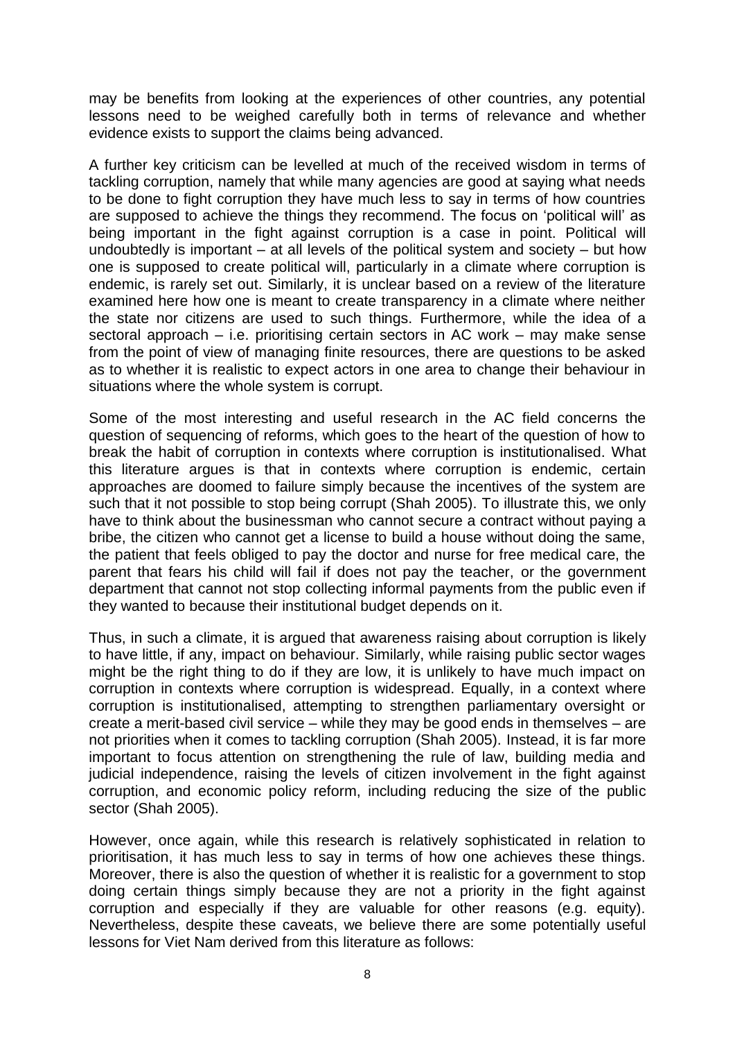may be benefits from looking at the experiences of other countries, any potential lessons need to be weighed carefully both in terms of relevance and whether evidence exists to support the claims being advanced.

A further key criticism can be levelled at much of the received wisdom in terms of tackling corruption, namely that while many agencies are good at saying what needs to be done to fight corruption they have much less to say in terms of how countries are supposed to achieve the things they recommend. The focus on 'political will' as being important in the fight against corruption is a case in point. Political will undoubtedly is important – at all levels of the political system and society – but how one is supposed to create political will, particularly in a climate where corruption is endemic, is rarely set out. Similarly, it is unclear based on a review of the literature examined here how one is meant to create transparency in a climate where neither the state nor citizens are used to such things. Furthermore, while the idea of a sectoral approach – i.e. prioritising certain sectors in AC work – may make sense from the point of view of managing finite resources, there are questions to be asked as to whether it is realistic to expect actors in one area to change their behaviour in situations where the whole system is corrupt.

Some of the most interesting and useful research in the AC field concerns the question of sequencing of reforms, which goes to the heart of the question of how to break the habit of corruption in contexts where corruption is institutionalised. What this literature argues is that in contexts where corruption is endemic, certain approaches are doomed to failure simply because the incentives of the system are such that it not possible to stop being corrupt (Shah 2005). To illustrate this, we only have to think about the businessman who cannot secure a contract without paying a bribe, the citizen who cannot get a license to build a house without doing the same, the patient that feels obliged to pay the doctor and nurse for free medical care, the parent that fears his child will fail if does not pay the teacher, or the government department that cannot not stop collecting informal payments from the public even if they wanted to because their institutional budget depends on it.

Thus, in such a climate, it is argued that awareness raising about corruption is likely to have little, if any, impact on behaviour. Similarly, while raising public sector wages might be the right thing to do if they are low, it is unlikely to have much impact on corruption in contexts where corruption is widespread. Equally, in a context where corruption is institutionalised, attempting to strengthen parliamentary oversight or create a merit-based civil service – while they may be good ends in themselves – are not priorities when it comes to tackling corruption (Shah 2005). Instead, it is far more important to focus attention on strengthening the rule of law, building media and judicial independence, raising the levels of citizen involvement in the fight against corruption, and economic policy reform, including reducing the size of the public sector (Shah 2005).

However, once again, while this research is relatively sophisticated in relation to prioritisation, it has much less to say in terms of how one achieves these things. Moreover, there is also the question of whether it is realistic for a government to stop doing certain things simply because they are not a priority in the fight against corruption and especially if they are valuable for other reasons (e.g. equity). Nevertheless, despite these caveats, we believe there are some potentially useful lessons for Viet Nam derived from this literature as follows: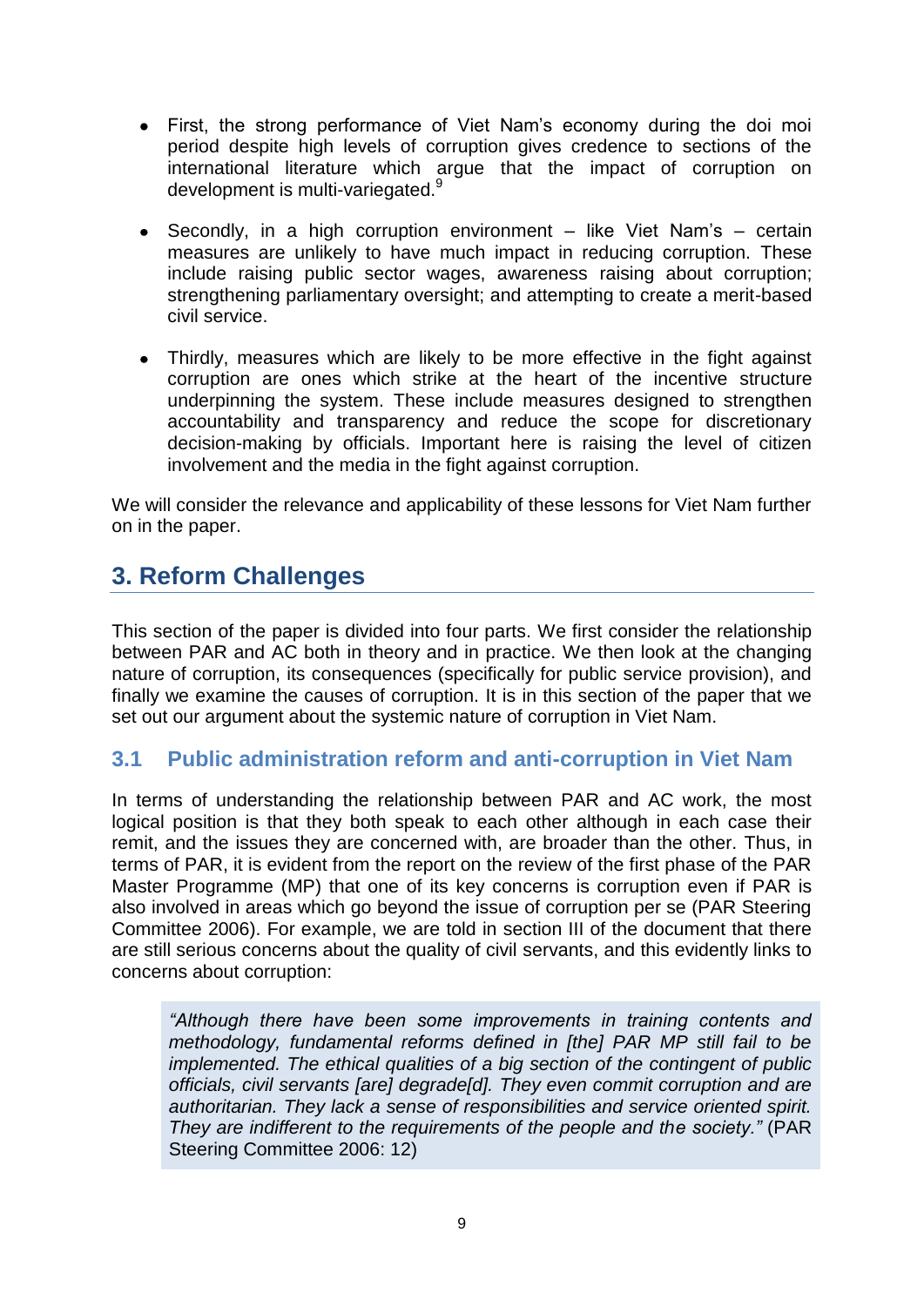- First, the strong performance of Viet Nam's economy during the doi moi period despite high levels of corruption gives credence to sections of the international literature which argue that the impact of corruption on development is multi-variegated.[9]

- Secondly, in a high corruption environment – like Viet Nam's – certain measures are unlikely to have much impact in reducing corruption. These include raising public sector wages, awareness raising about corruption; strengthening parliamentary oversight; and attempting to create a merit-based civil service.

- Thirdly, measures which are likely to be more effective in the fight against corruption are ones which strike at the heart of the incentive structure underpinning the system. These include measures designed to strengthen accountability and transparency and reduce the scope for discretionary decision-making by officials. Important here is raising the level of citizen involvement and the media in the fight against corruption.

We will consider the relevance and applicability of these lessons for Viet Nam further on in the paper.

# 3. Reform Challenges

This section of the paper is divided into four parts. We first consider the relationship between PAR and AC both in theory and in practice. We then look at the changing nature of corruption, its consequences (specifically for public service provision), and finally we examine the causes of corruption. It is in this section of the paper that we set out our argument about the systemic nature of corruption in Viet Nam.

## 3.1 Public administration reform and anti-corruption in Viet Nam

In terms of understanding the relationship between PAR and AC work, the most logical position is that they both speak to each other although in each case their remit, and the issues they are concerned with, are broader than the other. Thus, in terms of PAR, it is evident from the report on the review of the first phase of the PAR Master Programme (MP) that one of its key concerns is corruption even if PAR is also involved in areas which go beyond the issue of corruption per se (PAR Steering Committee 2006). For example, we are told in section III of the document that there are still serious concerns about the quality of civil servants, and this evidently links to concerns about corruption:

> *"Although there have been some improvements in training contents and methodology, fundamental reforms defined in [the] PAR MP still fail to be implemented. The ethical qualities of a big section of the contingent of public officials, civil servants [are] degrade[d]. They even commit corruption and are authoritarian. They lack a sense of responsibilities and service oriented spirit. They are indifferent to the requirements of the people and the society."* (PAR Steering Committee 2006: 12)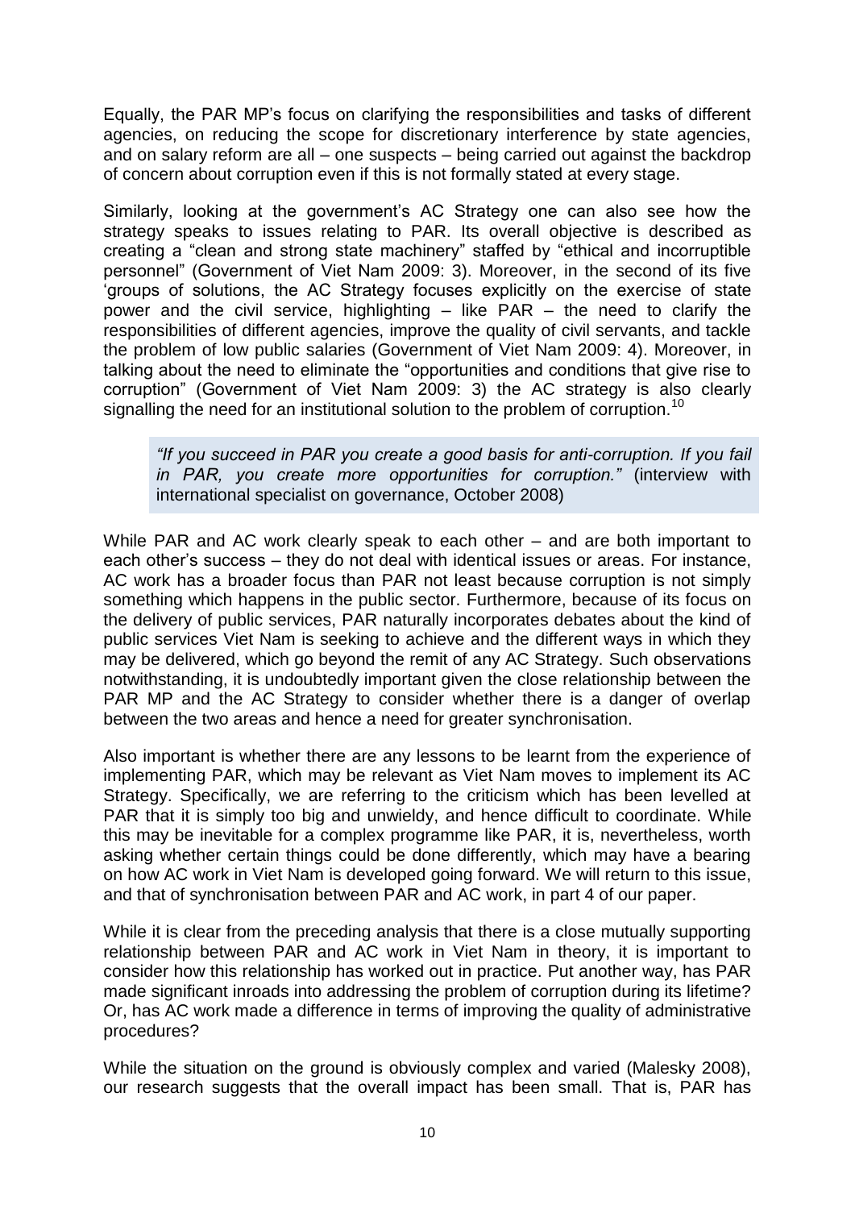Equally, the PAR MP's focus on clarifying the responsibilities and tasks of different agencies, on reducing the scope for discretionary interference by state agencies, and on salary reform are all – one suspects – being carried out against the backdrop of concern about corruption even if this is not formally stated at every stage.

Similarly, looking at the government's AC Strategy one can also see how the strategy speaks to issues relating to PAR. Its overall objective is described as creating a "clean and strong state machinery" staffed by "ethical and incorruptible personnel" (Government of Viet Nam 2009: 3). Moreover, in the second of its five 'groups of solutions, the AC Strategy focuses explicitly on the exercise of state power and the civil service, highlighting – like PAR – the need to clarify the responsibilities of different agencies, improve the quality of civil servants, and tackle the problem of low public salaries (Government of Viet Nam 2009: 4). Moreover, in talking about the need to eliminate the "opportunities and conditions that give rise to corruption" (Government of Viet Nam 2009: 3) the AC strategy is also clearly signalling the need for an institutional solution to the problem of corruption.[10]

> *"If you succeed in PAR you create a good basis for anti-corruption. If you fail in PAR, you create more opportunities for corruption."* (interview with international specialist on governance, October 2008)

While PAR and AC work clearly speak to each other – and are both important to each other's success – they do not deal with identical issues or areas. For instance, AC work has a broader focus than PAR not least because corruption is not simply something which happens in the public sector. Furthermore, because of its focus on the delivery of public services, PAR naturally incorporates debates about the kind of public services Viet Nam is seeking to achieve and the different ways in which they may be delivered, which go beyond the remit of any AC Strategy. Such observations notwithstanding, it is undoubtedly important given the close relationship between the PAR MP and the AC Strategy to consider whether there is a danger of overlap between the two areas and hence a need for greater synchronisation.

Also important is whether there are any lessons to be learnt from the experience of implementing PAR, which may be relevant as Viet Nam moves to implement its AC Strategy. Specifically, we are referring to the criticism which has been levelled at PAR that it is simply too big and unwieldy, and hence difficult to coordinate. While this may be inevitable for a complex programme like PAR, it is, nevertheless, worth asking whether certain things could be done differently, which may have a bearing on how AC work in Viet Nam is developed going forward. We will return to this issue, and that of synchronisation between PAR and AC work, in part 4 of our paper.

While it is clear from the preceding analysis that there is a close mutually supporting relationship between PAR and AC work in Viet Nam in theory, it is important to consider how this relationship has worked out in practice. Put another way, has PAR made significant inroads into addressing the problem of corruption during its lifetime? Or, has AC work made a difference in terms of improving the quality of administrative procedures?

While the situation on the ground is obviously complex and varied (Malesky 2008), our research suggests that the overall impact has been small. That is, PAR has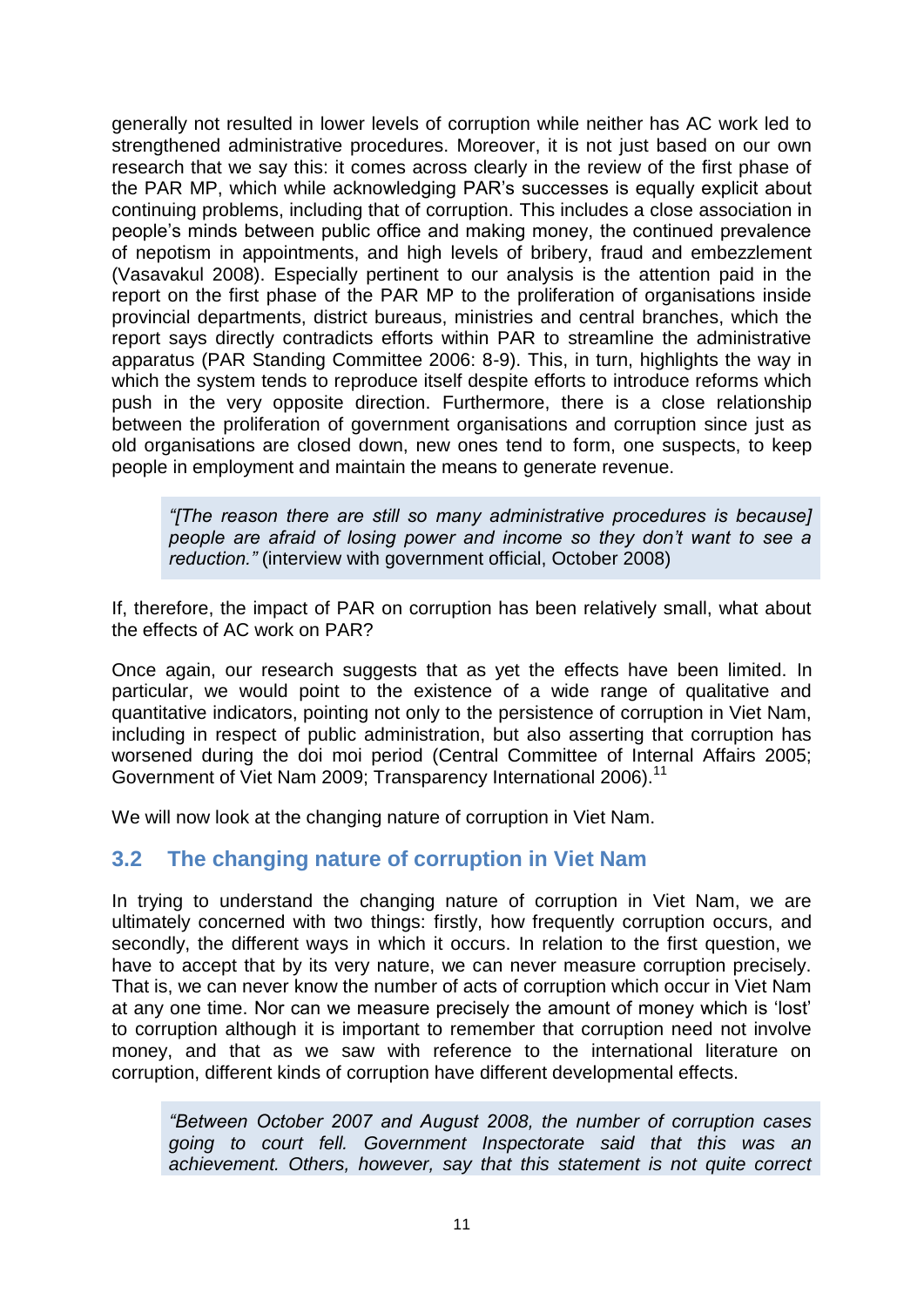generally not resulted in lower levels of corruption while neither has AC work led to strengthened administrative procedures. Moreover, it is not just based on our own research that we say this: it comes across clearly in the review of the first phase of the PAR MP, which while acknowledging PAR's successes is equally explicit about continuing problems, including that of corruption. This includes a close association in people's minds between public office and making money, the continued prevalence of nepotism in appointments, and high levels of bribery, fraud and embezzlement (Vasavakul 2008). Especially pertinent to our analysis is the attention paid in the report on the first phase of the PAR MP to the proliferation of organisations inside provincial departments, district bureaus, ministries and central branches, which the report says directly contradicts efforts within PAR to streamline the administrative apparatus (PAR Standing Committee 2006: 8-9). This, in turn, highlights the way in which the system tends to reproduce itself despite efforts to introduce reforms which push in the very opposite direction. Furthermore, there is a close relationship between the proliferation of government organisations and corruption since just as old organisations are closed down, new ones tend to form, one suspects, to keep people in employment and maintain the means to generate revenue.

> *"[The reason there are still so many administrative procedures is because] people are afraid of losing power and income so they don't want to see a reduction."* (interview with government official, October 2008)

If, therefore, the impact of PAR on corruption has been relatively small, what about the effects of AC work on PAR?

Once again, our research suggests that as yet the effects have been limited. In particular, we would point to the existence of a wide range of qualitative and quantitative indicators, pointing not only to the persistence of corruption in Viet Nam, including in respect of public administration, but also asserting that corruption has worsened during the doi moi period (Central Committee of Internal Affairs 2005; Government of Viet Nam 2009; Transparency International 2006).[11]

We will now look at the changing nature of corruption in Viet Nam.

## 3.2 The changing nature of corruption in Viet Nam

In trying to understand the changing nature of corruption in Viet Nam, we are ultimately concerned with two things: firstly, how frequently corruption occurs, and secondly, the different ways in which it occurs. In relation to the first question, we have to accept that by its very nature, we can never measure corruption precisely. That is, we can never know the number of acts of corruption which occur in Viet Nam at any one time. Nor can we measure precisely the amount of money which is 'lost' to corruption although it is important to remember that corruption need not involve money, and that as we saw with reference to the international literature on corruption, different kinds of corruption have different developmental effects.

> *"Between October 2007 and August 2008, the number of corruption cases going to court fell. Government Inspectorate said that this was an achievement. Others, however, say that this statement is not quite correct*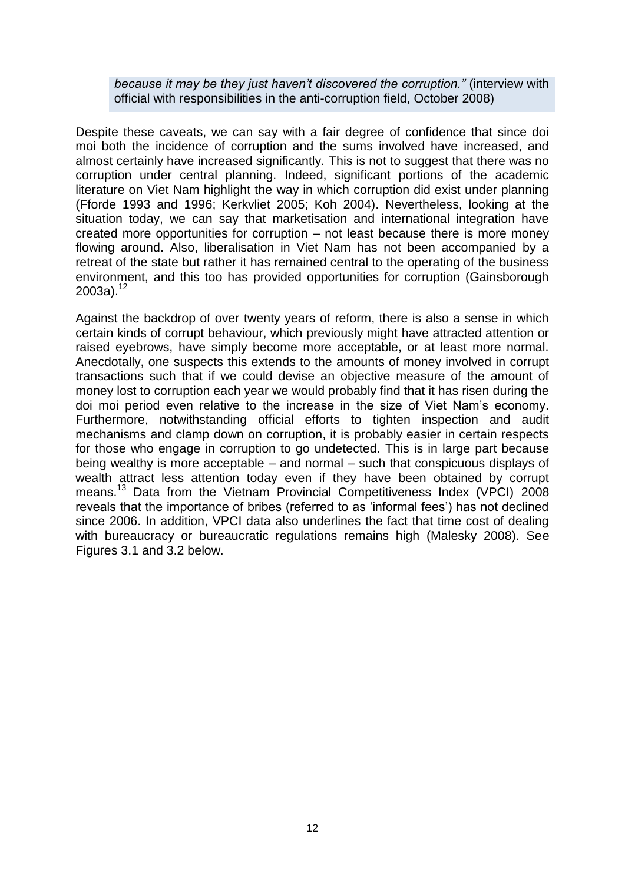> *because it may be they just haven't discovered the corruption."* (interview with official with responsibilities in the anti-corruption field, October 2008)

Despite these caveats, we can say with a fair degree of confidence that since doi moi both the incidence of corruption and the sums involved have increased, and almost certainly have increased significantly. This is not to suggest that there was no corruption under central planning. Indeed, significant portions of the academic literature on Viet Nam highlight the way in which corruption did exist under planning (Fforde 1993 and 1996; Kerkvliet 2005; Koh 2004). Nevertheless, looking at the situation today, we can say that marketisation and international integration have created more opportunities for corruption – not least because there is more money flowing around. Also, liberalisation in Viet Nam has not been accompanied by a retreat of the state but rather it has remained central to the operating of the business environment, and this too has provided opportunities for corruption (Gainsborough 2003a).[12]

Against the backdrop of over twenty years of reform, there is also a sense in which certain kinds of corrupt behaviour, which previously might have attracted attention or raised eyebrows, have simply become more acceptable, or at least more normal. Anecdotally, one suspects this extends to the amounts of money involved in corrupt transactions such that if we could devise an objective measure of the amount of money lost to corruption each year we would probably find that it has risen during the doi moi period even relative to the increase in the size of Viet Nam's economy. Furthermore, notwithstanding official efforts to tighten inspection and audit mechanisms and clamp down on corruption, it is probably easier in certain respects for those who engage in corruption to go undetected. This is in large part because being wealthy is more acceptable – and normal – such that conspicuous displays of wealth attract less attention today even if they have been obtained by corrupt means.[13] Data from the Vietnam Provincial Competitiveness Index (VPCI) 2008 reveals that the importance of bribes (referred to as 'informal fees') has not declined since 2006. In addition, VPCI data also underlines the fact that time cost of dealing with bureaucracy or bureaucratic regulations remains high (Malesky 2008). See Figures 3.1 and 3.2 below.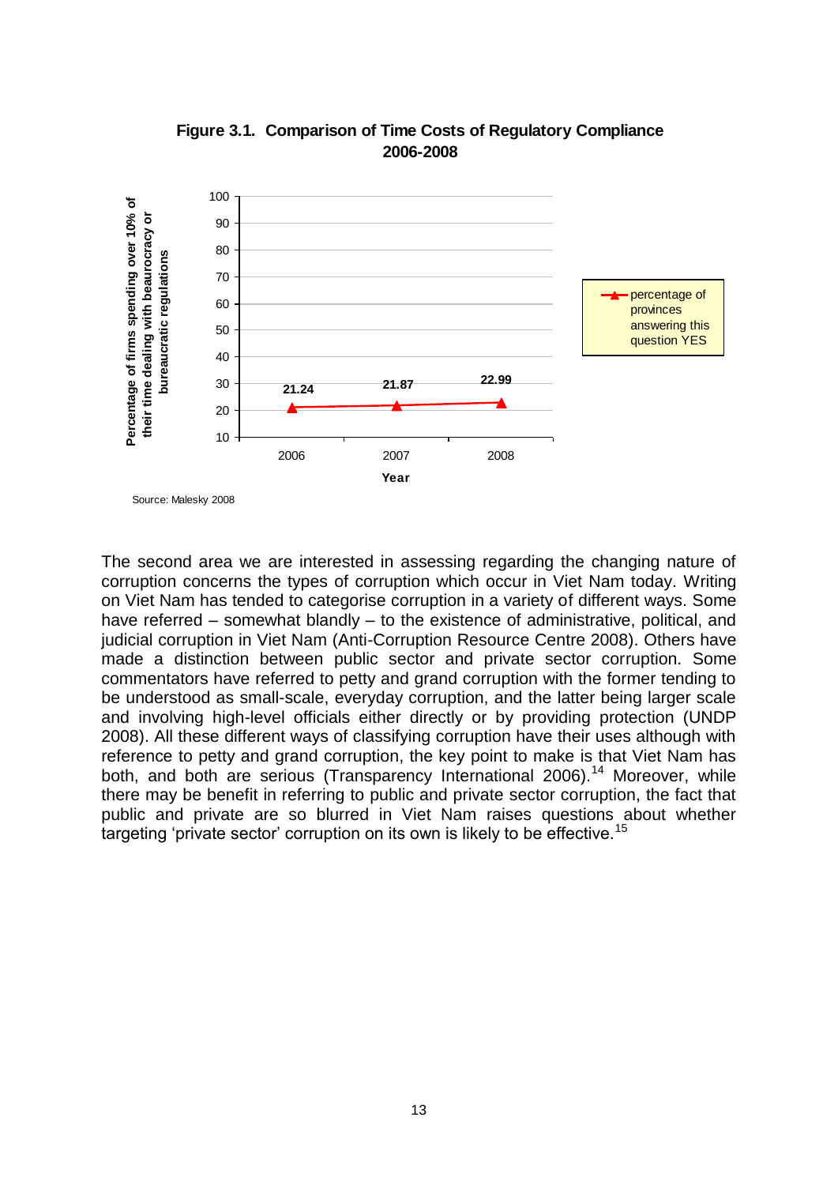**Figure 3.1. Comparison of Time Costs of Regulatory Compliance 2006-2008**

| Year | Percentage of provinces answering this question YES |
|---|---|
| 2006 | 21.24 |
| 2007 | 21.87 |
| 2008 | 22.99 |

Y-axis: Percentage of firms spending over 10% of their time dealing with beaurocracy or bureaucratic regulations

Source: Malesky 2008

The second area we are interested in assessing regarding the changing nature of corruption concerns the types of corruption which occur in Viet Nam today. Writing on Viet Nam has tended to categorise corruption in a variety of different ways. Some have referred – somewhat blandly – to the existence of administrative, political, and judicial corruption in Viet Nam (Anti-Corruption Resource Centre 2008). Others have made a distinction between public sector and private sector corruption. Some commentators have referred to petty and grand corruption with the former tending to be understood as small-scale, everyday corruption, and the latter being larger scale and involving high-level officials either directly or by providing protection (UNDP 2008). All these different ways of classifying corruption have their uses although with reference to petty and grand corruption, the key point to make is that Viet Nam has both, and both are serious (Transparency International 2006).[14] Moreover, while there may be benefit in referring to public and private sector corruption, the fact that public and private are so blurred in Viet Nam raises questions about whether targeting 'private sector' corruption on its own is likely to be effective.[15]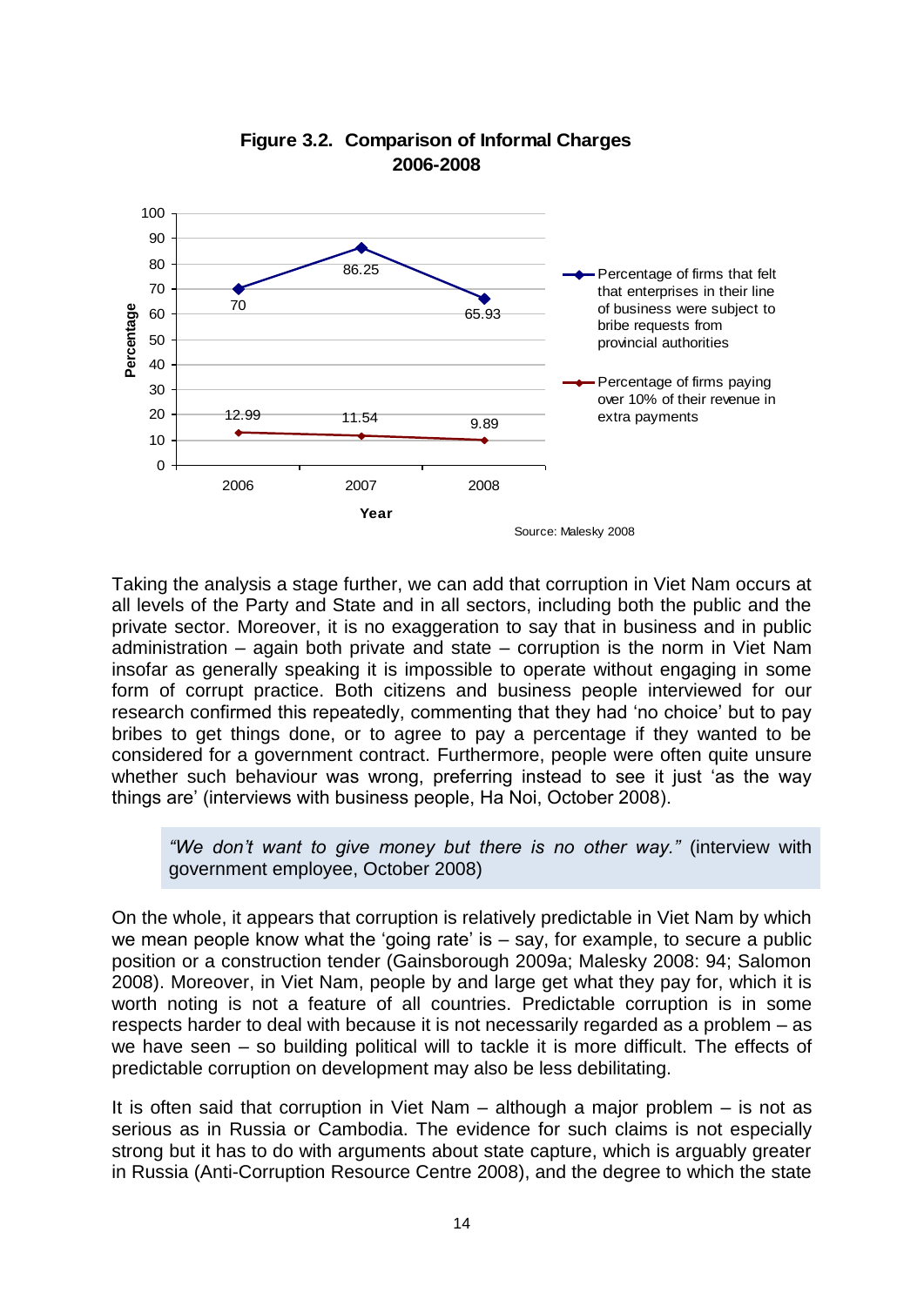**Figure 3.2. Comparison of Informal Charges 2006-2008**

| Year | Percentage of firms that felt that enterprises in their line of business were subject to bribe requests from provincial authorities | Percentage of firms paying over 10% of their revenue in extra payments |
|---|---|---|
| 2006 | 70 | 12.99 |
| 2007 | 86.25 | 11.54 |
| 2008 | 65.93 | 9.89 |

Source: Malesky 2008

Taking the analysis a stage further, we can add that corruption in Viet Nam occurs at all levels of the Party and State and in all sectors, including both the public and the private sector. Moreover, it is no exaggeration to say that in business and in public administration – again both private and state – corruption is the norm in Viet Nam insofar as generally speaking it is impossible to operate without engaging in some form of corrupt practice. Both citizens and business people interviewed for our research confirmed this repeatedly, commenting that they had 'no choice' but to pay bribes to get things done, or to agree to pay a percentage if they wanted to be considered for a government contract. Furthermore, people were often quite unsure whether such behaviour was wrong, preferring instead to see it just 'as the way things are' (interviews with business people, Ha Noi, October 2008).

> *"We don't want to give money but there is no other way."* (interview with government employee, October 2008)

On the whole, it appears that corruption is relatively predictable in Viet Nam by which we mean people know what the 'going rate' is – say, for example, to secure a public position or a construction tender (Gainsborough 2009a; Malesky 2008: 94; Salomon 2008). Moreover, in Viet Nam, people by and large get what they pay for, which it is worth noting is not a feature of all countries. Predictable corruption is in some respects harder to deal with because it is not necessarily regarded as a problem – as we have seen – so building political will to tackle it is more difficult. The effects of predictable corruption on development may also be less debilitating.

It is often said that corruption in Viet Nam – although a major problem – is not as serious as in Russia or Cambodia. The evidence for such claims is not especially strong but it has to do with arguments about state capture, which is arguably greater in Russia (Anti-Corruption Resource Centre 2008), and the degree to which the state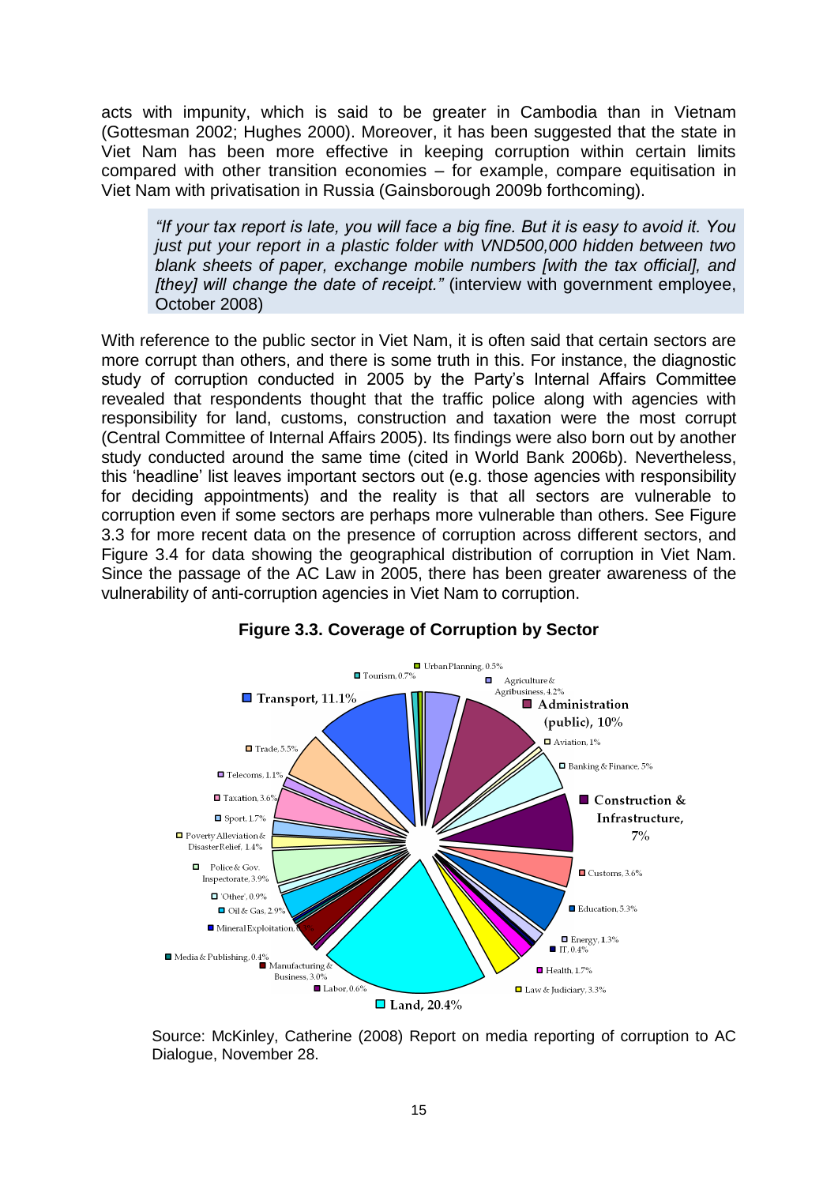acts with impunity, which is said to be greater in Cambodia than in Vietnam (Gottesman 2002; Hughes 2000). Moreover, it has been suggested that the state in Viet Nam has been more effective in keeping corruption within certain limits compared with other transition economies – for example, compare equitisation in Viet Nam with privatisation in Russia (Gainsborough 2009b forthcoming).

> *"If your tax report is late, you will face a big fine. But it is easy to avoid it. You just put your report in a plastic folder with VND500,000 hidden between two blank sheets of paper, exchange mobile numbers [with the tax official], and [they] will change the date of receipt."* (interview with government employee, October 2008)

With reference to the public sector in Viet Nam, it is often said that certain sectors are more corrupt than others, and there is some truth in this. For instance, the diagnostic study of corruption conducted in 2005 by the Party's Internal Affairs Committee revealed that respondents thought that the traffic police along with agencies with responsibility for land, customs, construction and taxation were the most corrupt (Central Committee of Internal Affairs 2005). Its findings were also born out by another study conducted around the same time (cited in World Bank 2006b). Nevertheless, this 'headline' list leaves important sectors out (e.g. those agencies with responsibility for deciding appointments) and the reality is that all sectors are vulnerable to corruption even if some sectors are perhaps more vulnerable than others. See Figure 3.3 for more recent data on the presence of corruption across different sectors, and Figure 3.4 for data showing the geographical distribution of corruption in Viet Nam. Since the passage of the AC Law in 2005, there has been greater awareness of the vulnerability of anti-corruption agencies in Viet Nam to corruption.

**Figure 3.3. Coverage of Corruption by Sector**

Urban Planning, 0.5%; Agriculture & Agribusiness, 4.2%; Administration (public), 10%; Aviation, 1%; Banking & Finance, 5%; Construction & Infrastructure, 7%; Customs, 3.6%; Education, 5.3%; Energy, 1.3%; IT, 0.4%; Health, 1.7%; Law & Judiciary, 3.3%; Land, 20.4%; Labor, 0.6%; Manufacturing & Business, 3.0%; Media & Publishing, 0.4%; Mineral Exploitation; Oil & Gas, 2.9%; 'Other', 0.9%; Police & Gov. Inspectorate, 3.9%; Poverty Alleviation & Disaster Relief, 1.4%; Sport, 1.7%; Taxation, 3.6%; Telecoms, 1.1%; Trade, 5.5%; Transport, 11.1%; Tourism, 0.7%

Source: McKinley, Catherine (2008) Report on media reporting of corruption to AC Dialogue, November 28.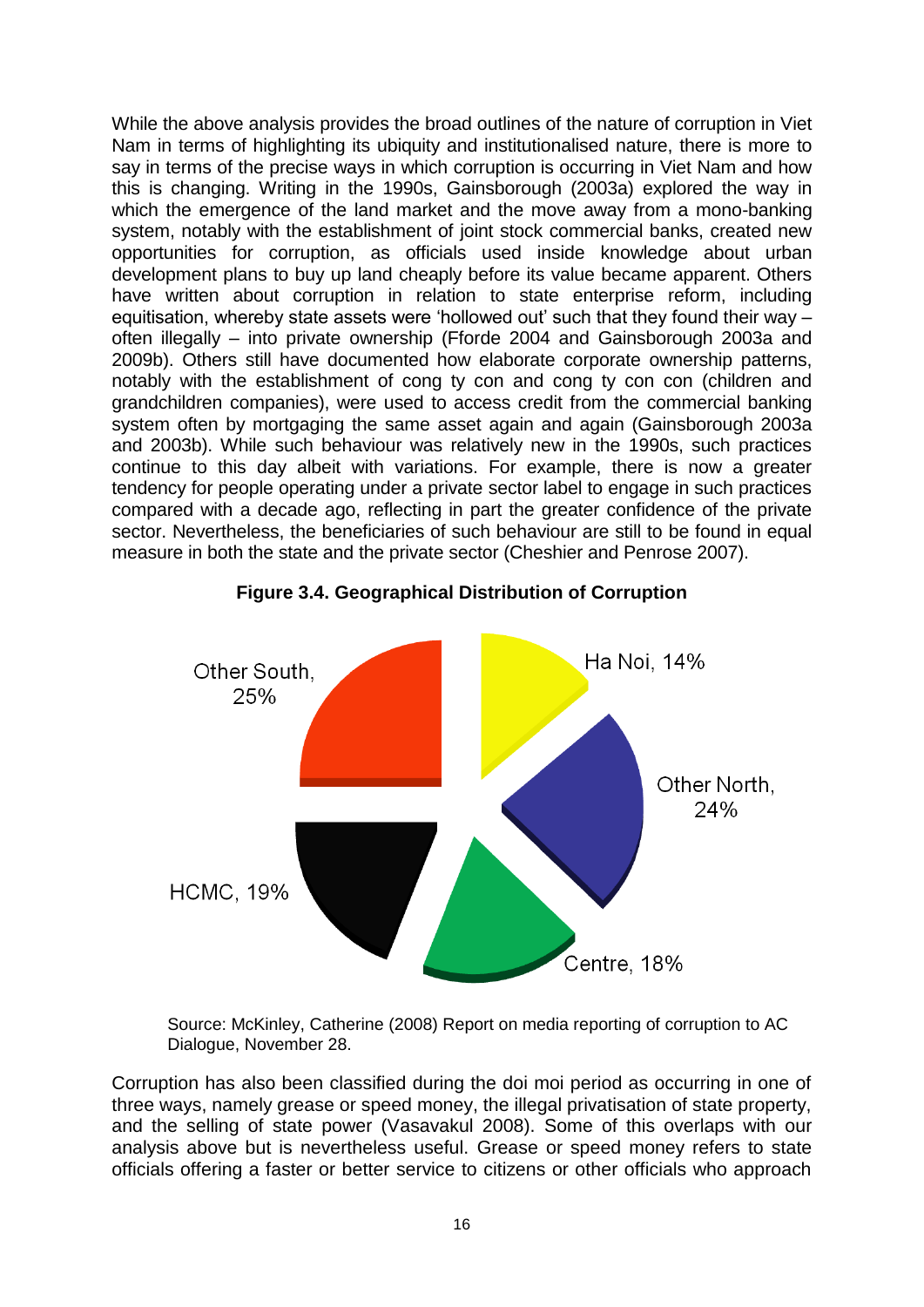While the above analysis provides the broad outlines of the nature of corruption in Viet Nam in terms of highlighting its ubiquity and institutionalised nature, there is more to say in terms of the precise ways in which corruption is occurring in Viet Nam and how this is changing. Writing in the 1990s, Gainsborough (2003a) explored the way in which the emergence of the land market and the move away from a mono-banking system, notably with the establishment of joint stock commercial banks, created new opportunities for corruption, as officials used inside knowledge about urban development plans to buy up land cheaply before its value became apparent. Others have written about corruption in relation to state enterprise reform, including equitisation, whereby state assets were 'hollowed out' such that they found their way – often illegally – into private ownership (Fforde 2004 and Gainsborough 2003a and 2009b). Others still have documented how elaborate corporate ownership patterns, notably with the establishment of cong ty con and cong ty con con (children and grandchildren companies), were used to access credit from the commercial banking system often by mortgaging the same asset again and again (Gainsborough 2003a and 2003b). While such behaviour was relatively new in the 1990s, such practices continue to this day albeit with variations. For example, there is now a greater tendency for people operating under a private sector label to engage in such practices compared with a decade ago, reflecting in part the greater confidence of the private sector. Nevertheless, the beneficiaries of such behaviour are still to be found in equal measure in both the state and the private sector (Cheshier and Penrose 2007).

**Figure 3.4. Geographical Distribution of Corruption**

| Region | Share |
|---|---|
| Ha Noi | 14% |
| Other North | 24% |
| Centre | 18% |
| HCMC | 19% |
| Other South | 25% |

Source: McKinley, Catherine (2008) Report on media reporting of corruption to AC Dialogue, November 28.

Corruption has also been classified during the doi moi period as occurring in one of three ways, namely grease or speed money, the illegal privatisation of state property, and the selling of state power (Vasavakul 2008). Some of this overlaps with our analysis above but is nevertheless useful. Grease or speed money refers to state officials offering a faster or better service to citizens or other officials who approach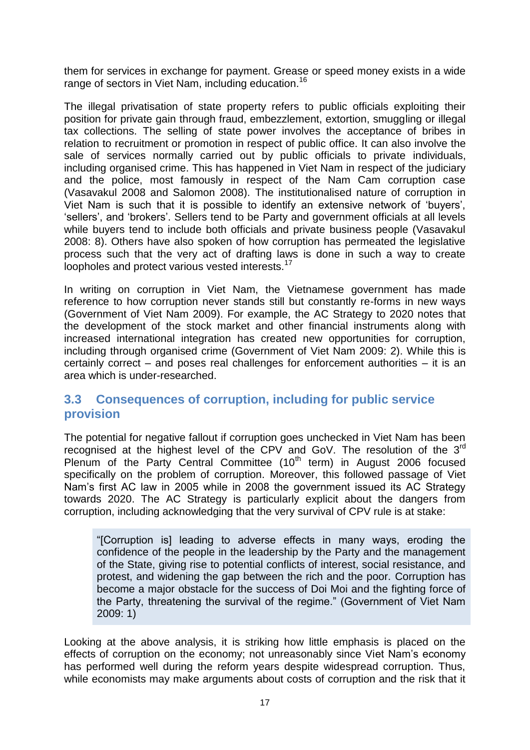them for services in exchange for payment. Grease or speed money exists in a wide range of sectors in Viet Nam, including education.[16]

The illegal privatisation of state property refers to public officials exploiting their position for private gain through fraud, embezzlement, extortion, smuggling or illegal tax collections. The selling of state power involves the acceptance of bribes in relation to recruitment or promotion in respect of public office. It can also involve the sale of services normally carried out by public officials to private individuals, including organised crime. This has happened in Viet Nam in respect of the judiciary and the police, most famously in respect of the Nam Cam corruption case (Vasavakul 2008 and Salomon 2008). The institutionalised nature of corruption in Viet Nam is such that it is possible to identify an extensive network of 'buyers', 'sellers', and 'brokers'. Sellers tend to be Party and government officials at all levels while buyers tend to include both officials and private business people (Vasavakul 2008: 8). Others have also spoken of how corruption has permeated the legislative process such that the very act of drafting laws is done in such a way to create loopholes and protect various vested interests.[17]

In writing on corruption in Viet Nam, the Vietnamese government has made reference to how corruption never stands still but constantly re-forms in new ways (Government of Viet Nam 2009). For example, the AC Strategy to 2020 notes that the development of the stock market and other financial instruments along with increased international integration has created new opportunities for corruption, including through organised crime (Government of Viet Nam 2009: 2). While this is certainly correct – and poses real challenges for enforcement authorities – it is an area which is under-researched.

## 3.3 Consequences of corruption, including for public service provision

The potential for negative fallout if corruption goes unchecked in Viet Nam has been recognised at the highest level of the CPV and GoV. The resolution of the 3rd Plenum of the Party Central Committee (10th term) in August 2006 focused specifically on the problem of corruption. Moreover, this followed passage of Viet Nam's first AC law in 2005 while in 2008 the government issued its AC Strategy towards 2020. The AC Strategy is particularly explicit about the dangers from corruption, including acknowledging that the very survival of CPV rule is at stake:

> "[Corruption is] leading to adverse effects in many ways, eroding the confidence of the people in the leadership by the Party and the management of the State, giving rise to potential conflicts of interest, social resistance, and protest, and widening the gap between the rich and the poor. Corruption has become a major obstacle for the success of Doi Moi and the fighting force of the Party, threatening the survival of the regime." (Government of Viet Nam 2009: 1)

Looking at the above analysis, it is striking how little emphasis is placed on the effects of corruption on the economy; not unreasonably since Viet Nam's economy has performed well during the reform years despite widespread corruption. Thus, while economists may make arguments about costs of corruption and the risk that it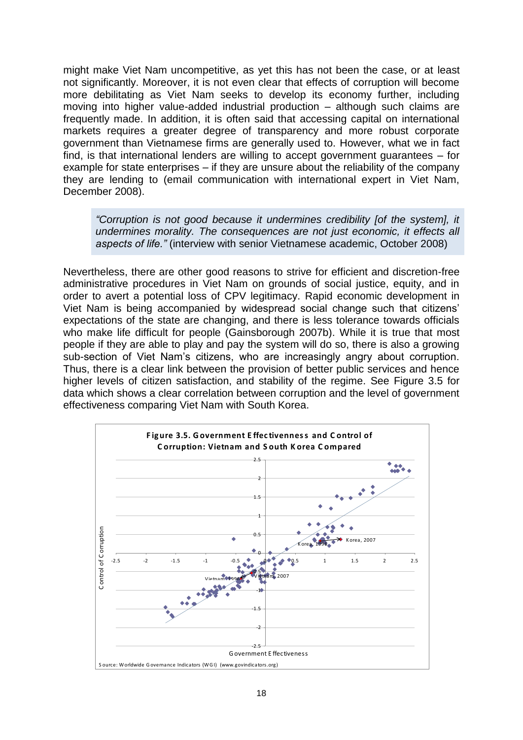might make Viet Nam uncompetitive, as yet this has not been the case, or at least not significantly. Moreover, it is not even clear that effects of corruption will become more debilitating as Viet Nam seeks to develop its economy further, including moving into higher value-added industrial production – although such claims are frequently made. In addition, it is often said that accessing capital on international markets requires a greater degree of transparency and more robust corporate government than Vietnamese firms are generally used to. However, what we in fact find, is that international lenders are willing to accept government guarantees – for example for state enterprises – if they are unsure about the reliability of the company they are lending to (email communication with international expert in Viet Nam, December 2008).

> *"Corruption is not good because it undermines credibility [of the system], it undermines morality. The consequences are not just economic, it effects all aspects of life."* (interview with senior Vietnamese academic, October 2008)

Nevertheless, there are other good reasons to strive for efficient and discretion-free administrative procedures in Viet Nam on grounds of social justice, equity, and in order to avert a potential loss of CPV legitimacy. Rapid economic development in Viet Nam is being accompanied by widespread social change such that citizens' expectations of the state are changing, and there is less tolerance towards officials who make life difficult for people (Gainsborough 2007b). While it is true that most people if they are able to play and pay the system will do so, there is also a growing sub-section of Viet Nam's citizens, who are increasingly angry about corruption. Thus, there is a clear link between the provision of better public services and hence higher levels of citizen satisfaction, and stability of the regime. See Figure 3.5 for data which shows a clear correlation between corruption and the level of government effectiveness comparing Viet Nam with South Korea.

**Figure 3.5. Government Effectiveness and Control of Corruption: Vietnam and South Korea Compared**

Source: Worldwide Governance Indicators (WGI) (www.govindicators.org)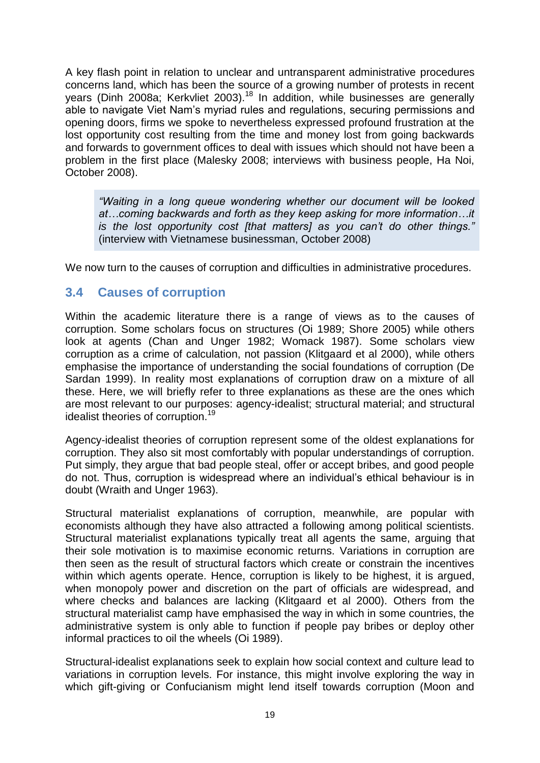A key flash point in relation to unclear and untransparent administrative procedures concerns land, which has been the source of a growing number of protests in recent years (Dinh 2008a; Kerkvliet 2003).[18] In addition, while businesses are generally able to navigate Viet Nam's myriad rules and regulations, securing permissions and opening doors, firms we spoke to nevertheless expressed profound frustration at the lost opportunity cost resulting from the time and money lost from going backwards and forwards to government offices to deal with issues which should not have been a problem in the first place (Malesky 2008; interviews with business people, Ha Noi, October 2008).

> *"Waiting in a long queue wondering whether our document will be looked at…coming backwards and forth as they keep asking for more information…it is the lost opportunity cost [that matters] as you can't do other things."* (interview with Vietnamese businessman, October 2008)

We now turn to the causes of corruption and difficulties in administrative procedures.

## 3.4 Causes of corruption

Within the academic literature there is a range of views as to the causes of corruption. Some scholars focus on structures (Oi 1989; Shore 2005) while others look at agents (Chan and Unger 1982; Womack 1987). Some scholars view corruption as a crime of calculation, not passion (Klitgaard et al 2000), while others emphasise the importance of understanding the social foundations of corruption (De Sardan 1999). In reality most explanations of corruption draw on a mixture of all these. Here, we will briefly refer to three explanations as these are the ones which are most relevant to our purposes: agency-idealist; structural material; and structural idealist theories of corruption.[19]

Agency-idealist theories of corruption represent some of the oldest explanations for corruption. They also sit most comfortably with popular understandings of corruption. Put simply, they argue that bad people steal, offer or accept bribes, and good people do not. Thus, corruption is widespread where an individual's ethical behaviour is in doubt (Wraith and Unger 1963).

Structural materialist explanations of corruption, meanwhile, are popular with economists although they have also attracted a following among political scientists. Structural materialist explanations typically treat all agents the same, arguing that their sole motivation is to maximise economic returns. Variations in corruption are then seen as the result of structural factors which create or constrain the incentives within which agents operate. Hence, corruption is likely to be highest, it is argued, when monopoly power and discretion on the part of officials are widespread, and where checks and balances are lacking (Klitgaard et al 2000). Others from the structural materialist camp have emphasised the way in which in some countries, the administrative system is only able to function if people pay bribes or deploy other informal practices to oil the wheels (Oi 1989).

Structural-idealist explanations seek to explain how social context and culture lead to variations in corruption levels. For instance, this might involve exploring the way in which gift-giving or Confucianism might lend itself towards corruption (Moon and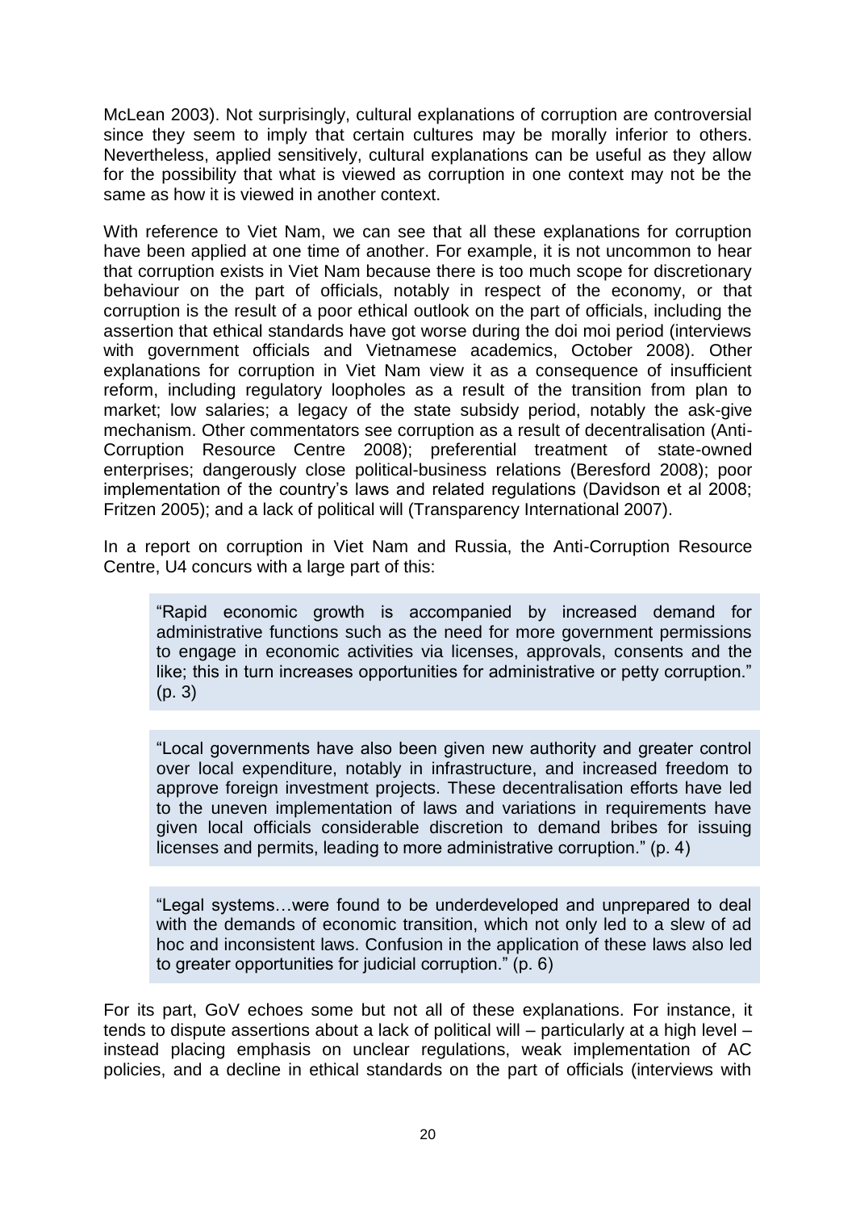McLean 2003). Not surprisingly, cultural explanations of corruption are controversial since they seem to imply that certain cultures may be morally inferior to others. Nevertheless, applied sensitively, cultural explanations can be useful as they allow for the possibility that what is viewed as corruption in one context may not be the same as how it is viewed in another context.

With reference to Viet Nam, we can see that all these explanations for corruption have been applied at one time of another. For example, it is not uncommon to hear that corruption exists in Viet Nam because there is too much scope for discretionary behaviour on the part of officials, notably in respect of the economy, or that corruption is the result of a poor ethical outlook on the part of officials, including the assertion that ethical standards have got worse during the doi moi period (interviews with government officials and Vietnamese academics, October 2008). Other explanations for corruption in Viet Nam view it as a consequence of insufficient reform, including regulatory loopholes as a result of the transition from plan to market; low salaries; a legacy of the state subsidy period, notably the ask-give mechanism. Other commentators see corruption as a result of decentralisation (Anti-Corruption Resource Centre 2008); preferential treatment of state-owned enterprises; dangerously close political-business relations (Beresford 2008); poor implementation of the country's laws and related regulations (Davidson et al 2008; Fritzen 2005); and a lack of political will (Transparency International 2007).

In a report on corruption in Viet Nam and Russia, the Anti-Corruption Resource Centre, U4 concurs with a large part of this:

> "Rapid economic growth is accompanied by increased demand for administrative functions such as the need for more government permissions to engage in economic activities via licenses, approvals, consents and the like; this in turn increases opportunities for administrative or petty corruption." (p. 3)

> "Local governments have also been given new authority and greater control over local expenditure, notably in infrastructure, and increased freedom to approve foreign investment projects. These decentralisation efforts have led to the uneven implementation of laws and variations in requirements have given local officials considerable discretion to demand bribes for issuing licenses and permits, leading to more administrative corruption." (p. 4)

> "Legal systems…were found to be underdeveloped and unprepared to deal with the demands of economic transition, which not only led to a slew of ad hoc and inconsistent laws. Confusion in the application of these laws also led to greater opportunities for judicial corruption." (p. 6)

For its part, GoV echoes some but not all of these explanations. For instance, it tends to dispute assertions about a lack of political will – particularly at a high level – instead placing emphasis on unclear regulations, weak implementation of AC policies, and a decline in ethical standards on the part of officials (interviews with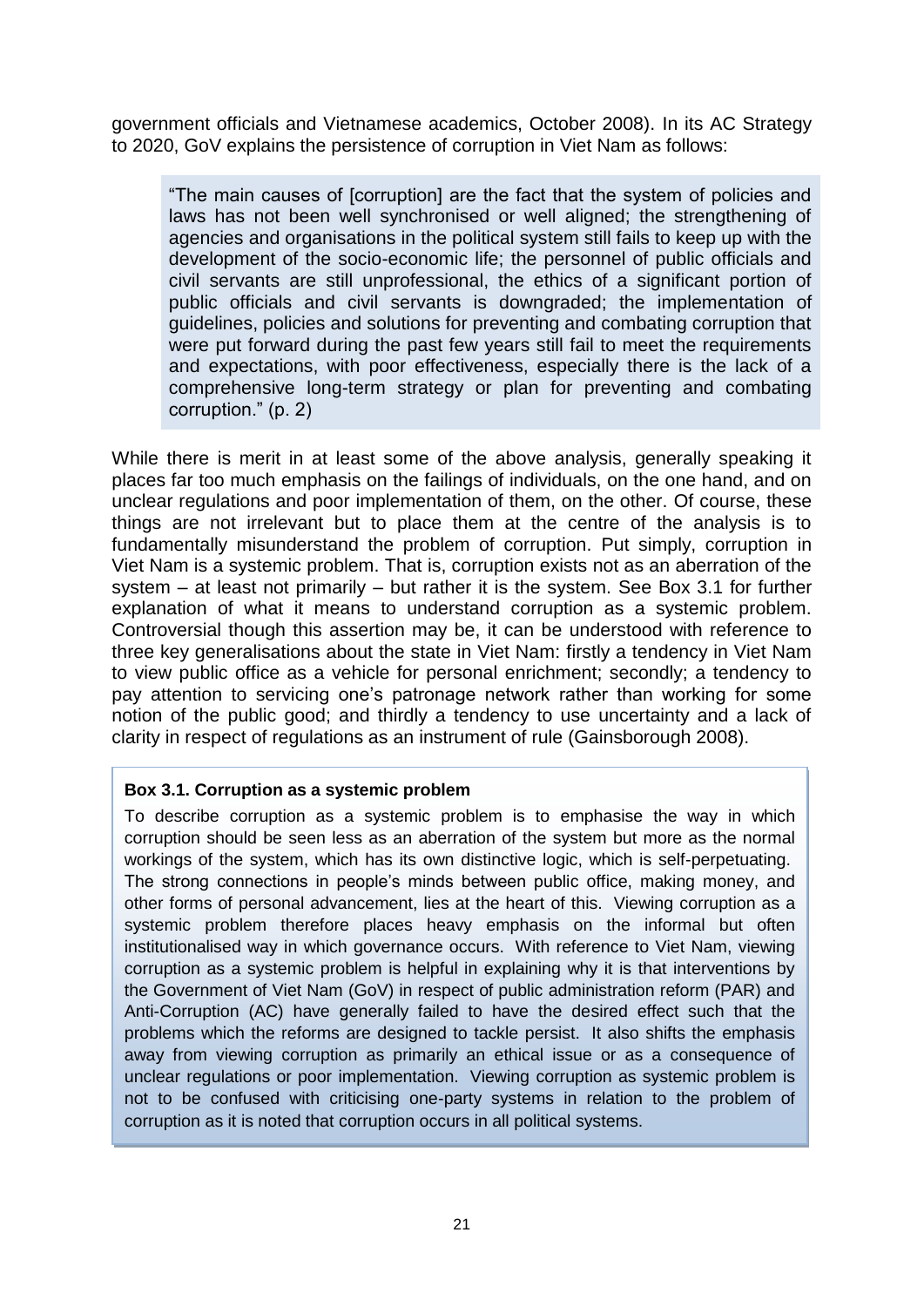government officials and Vietnamese academics, October 2008). In its AC Strategy to 2020, GoV explains the persistence of corruption in Viet Nam as follows:

> "The main causes of [corruption] are the fact that the system of policies and laws has not been well synchronised or well aligned; the strengthening of agencies and organisations in the political system still fails to keep up with the development of the socio-economic life; the personnel of public officials and civil servants are still unprofessional, the ethics of a significant portion of public officials and civil servants is downgraded; the implementation of guidelines, policies and solutions for preventing and combating corruption that were put forward during the past few years still fail to meet the requirements and expectations, with poor effectiveness, especially there is the lack of a comprehensive long-term strategy or plan for preventing and combating corruption." (p. 2)

While there is merit in at least some of the above analysis, generally speaking it places far too much emphasis on the failings of individuals, on the one hand, and on unclear regulations and poor implementation of them, on the other. Of course, these things are not irrelevant but to place them at the centre of the analysis is to fundamentally misunderstand the problem of corruption. Put simply, corruption in Viet Nam is a systemic problem. That is, corruption exists not as an aberration of the system – at least not primarily – but rather it is the system. See Box 3.1 for further explanation of what it means to understand corruption as a systemic problem. Controversial though this assertion may be, it can be understood with reference to three key generalisations about the state in Viet Nam: firstly a tendency in Viet Nam to view public office as a vehicle for personal enrichment; secondly; a tendency to pay attention to servicing one's patronage network rather than working for some notion of the public good; and thirdly a tendency to use uncertainty and a lack of clarity in respect of regulations as an instrument of rule (Gainsborough 2008).

**Box 3.1. Corruption as a systemic problem**

To describe corruption as a systemic problem is to emphasise the way in which corruption should be seen less as an aberration of the system but more as the normal workings of the system, which has its own distinctive logic, which is self-perpetuating. The strong connections in people's minds between public office, making money, and other forms of personal advancement, lies at the heart of this. Viewing corruption as a systemic problem therefore places heavy emphasis on the informal but often institutionalised way in which governance occurs. With reference to Viet Nam, viewing corruption as a systemic problem is helpful in explaining why it is that interventions by the Government of Viet Nam (GoV) in respect of public administration reform (PAR) and Anti-Corruption (AC) have generally failed to have the desired effect such that the problems which the reforms are designed to tackle persist. It also shifts the emphasis away from viewing corruption as primarily an ethical issue or as a consequence of unclear regulations or poor implementation. Viewing corruption as systemic problem is not to be confused with criticising one-party systems in relation to the problem of corruption as it is noted that corruption occurs in all political systems.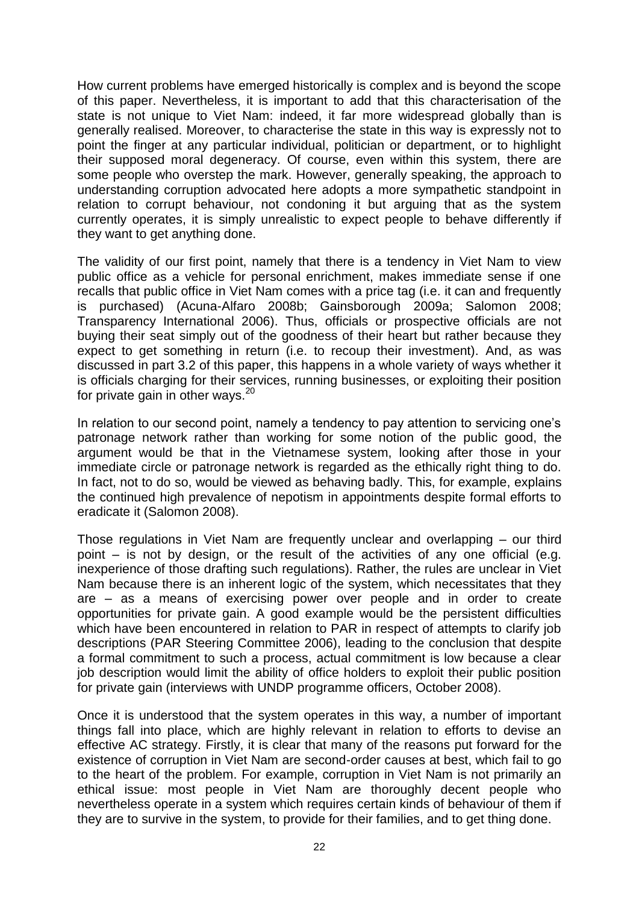How current problems have emerged historically is complex and is beyond the scope of this paper. Nevertheless, it is important to add that this characterisation of the state is not unique to Viet Nam: indeed, it far more widespread globally than is generally realised. Moreover, to characterise the state in this way is expressly not to point the finger at any particular individual, politician or department, or to highlight their supposed moral degeneracy. Of course, even within this system, there are some people who overstep the mark. However, generally speaking, the approach to understanding corruption advocated here adopts a more sympathetic standpoint in relation to corrupt behaviour, not condoning it but arguing that as the system currently operates, it is simply unrealistic to expect people to behave differently if they want to get anything done.

The validity of our first point, namely that there is a tendency in Viet Nam to view public office as a vehicle for personal enrichment, makes immediate sense if one recalls that public office in Viet Nam comes with a price tag (i.e. it can and frequently is purchased) (Acuna-Alfaro 2008b; Gainsborough 2009a; Salomon 2008; Transparency International 2006). Thus, officials or prospective officials are not buying their seat simply out of the goodness of their heart but rather because they expect to get something in return (i.e. to recoup their investment). And, as was discussed in part 3.2 of this paper, this happens in a whole variety of ways whether it is officials charging for their services, running businesses, or exploiting their position for private gain in other ways.[20]

In relation to our second point, namely a tendency to pay attention to servicing one's patronage network rather than working for some notion of the public good, the argument would be that in the Vietnamese system, looking after those in your immediate circle or patronage network is regarded as the ethically right thing to do. In fact, not to do so, would be viewed as behaving badly. This, for example, explains the continued high prevalence of nepotism in appointments despite formal efforts to eradicate it (Salomon 2008).

Those regulations in Viet Nam are frequently unclear and overlapping – our third point – is not by design, or the result of the activities of any one official (e.g. inexperience of those drafting such regulations). Rather, the rules are unclear in Viet Nam because there is an inherent logic of the system, which necessitates that they are – as a means of exercising power over people and in order to create opportunities for private gain. A good example would be the persistent difficulties which have been encountered in relation to PAR in respect of attempts to clarify job descriptions (PAR Steering Committee 2006), leading to the conclusion that despite a formal commitment to such a process, actual commitment is low because a clear job description would limit the ability of office holders to exploit their public position for private gain (interviews with UNDP programme officers, October 2008).

Once it is understood that the system operates in this way, a number of important things fall into place, which are highly relevant in relation to efforts to devise an effective AC strategy. Firstly, it is clear that many of the reasons put forward for the existence of corruption in Viet Nam are second-order causes at best, which fail to go to the heart of the problem. For example, corruption in Viet Nam is not primarily an ethical issue: most people in Viet Nam are thoroughly decent people who nevertheless operate in a system which requires certain kinds of behaviour of them if they are to survive in the system, to provide for their families, and to get thing done.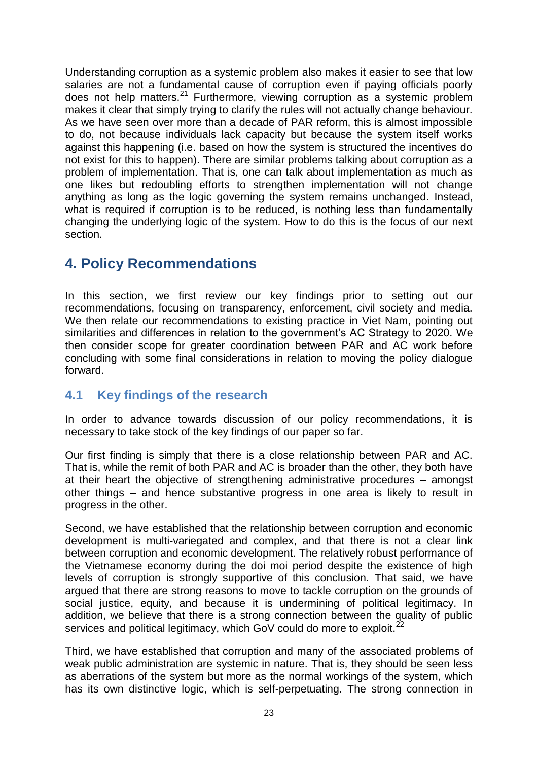Understanding corruption as a systemic problem also makes it easier to see that low salaries are not a fundamental cause of corruption even if paying officials poorly does not help matters.[21] Furthermore, viewing corruption as a systemic problem makes it clear that simply trying to clarify the rules will not actually change behaviour. As we have seen over more than a decade of PAR reform, this is almost impossible to do, not because individuals lack capacity but because the system itself works against this happening (i.e. based on how the system is structured the incentives do not exist for this to happen). There are similar problems talking about corruption as a problem of implementation. That is, one can talk about implementation as much as one likes but redoubling efforts to strengthen implementation will not change anything as long as the logic governing the system remains unchanged. Instead, what is required if corruption is to be reduced, is nothing less than fundamentally changing the underlying logic of the system. How to do this is the focus of our next section.

# 4. Policy Recommendations

In this section, we first review our key findings prior to setting out our recommendations, focusing on transparency, enforcement, civil society and media. We then relate our recommendations to existing practice in Viet Nam, pointing out similarities and differences in relation to the government's AC Strategy to 2020. We then consider scope for greater coordination between PAR and AC work before concluding with some final considerations in relation to moving the policy dialogue forward.

## 4.1 Key findings of the research

In order to advance towards discussion of our policy recommendations, it is necessary to take stock of the key findings of our paper so far.

Our first finding is simply that there is a close relationship between PAR and AC. That is, while the remit of both PAR and AC is broader than the other, they both have at their heart the objective of strengthening administrative procedures – amongst other things – and hence substantive progress in one area is likely to result in progress in the other.

Second, we have established that the relationship between corruption and economic development is multi-variegated and complex, and that there is not a clear link between corruption and economic development. The relatively robust performance of the Vietnamese economy during the doi moi period despite the existence of high levels of corruption is strongly supportive of this conclusion. That said, we have argued that there are strong reasons to move to tackle corruption on the grounds of social justice, equity, and because it is undermining of political legitimacy. In addition, we believe that there is a strong connection between the quality of public services and political legitimacy, which GoV could do more to exploit.[22]

Third, we have established that corruption and many of the associated problems of weak public administration are systemic in nature. That is, they should be seen less as aberrations of the system but more as the normal workings of the system, which has its own distinctive logic, which is self-perpetuating. The strong connection in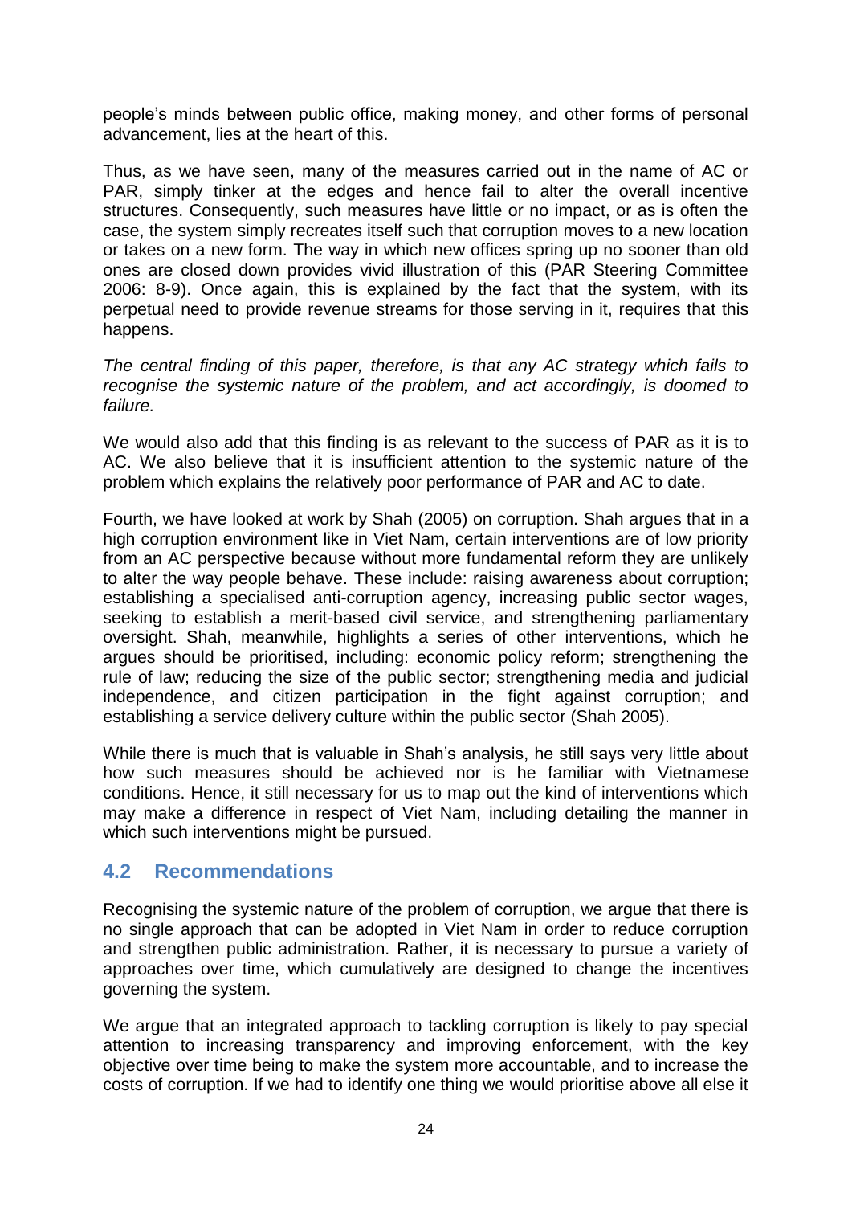people's minds between public office, making money, and other forms of personal advancement, lies at the heart of this.

Thus, as we have seen, many of the measures carried out in the name of AC or PAR, simply tinker at the edges and hence fail to alter the overall incentive structures. Consequently, such measures have little or no impact, or as is often the case, the system simply recreates itself such that corruption moves to a new location or takes on a new form. The way in which new offices spring up no sooner than old ones are closed down provides vivid illustration of this (PAR Steering Committee 2006: 8-9). Once again, this is explained by the fact that the system, with its perpetual need to provide revenue streams for those serving in it, requires that this happens.

*The central finding of this paper, therefore, is that any AC strategy which fails to recognise the systemic nature of the problem, and act accordingly, is doomed to failure.*

We would also add that this finding is as relevant to the success of PAR as it is to AC. We also believe that it is insufficient attention to the systemic nature of the problem which explains the relatively poor performance of PAR and AC to date.

Fourth, we have looked at work by Shah (2005) on corruption. Shah argues that in a high corruption environment like in Viet Nam, certain interventions are of low priority from an AC perspective because without more fundamental reform they are unlikely to alter the way people behave. These include: raising awareness about corruption; establishing a specialised anti-corruption agency, increasing public sector wages, seeking to establish a merit-based civil service, and strengthening parliamentary oversight. Shah, meanwhile, highlights a series of other interventions, which he argues should be prioritised, including: economic policy reform; strengthening the rule of law; reducing the size of the public sector; strengthening media and judicial independence, and citizen participation in the fight against corruption; and establishing a service delivery culture within the public sector (Shah 2005).

While there is much that is valuable in Shah's analysis, he still says very little about how such measures should be achieved nor is he familiar with Vietnamese conditions. Hence, it still necessary for us to map out the kind of interventions which may make a difference in respect of Viet Nam, including detailing the manner in which such interventions might be pursued.

## 4.2 Recommendations

Recognising the systemic nature of the problem of corruption, we argue that there is no single approach that can be adopted in Viet Nam in order to reduce corruption and strengthen public administration. Rather, it is necessary to pursue a variety of approaches over time, which cumulatively are designed to change the incentives governing the system.

We argue that an integrated approach to tackling corruption is likely to pay special attention to increasing transparency and improving enforcement, with the key objective over time being to make the system more accountable, and to increase the costs of corruption. If we had to identify one thing we would prioritise above all else it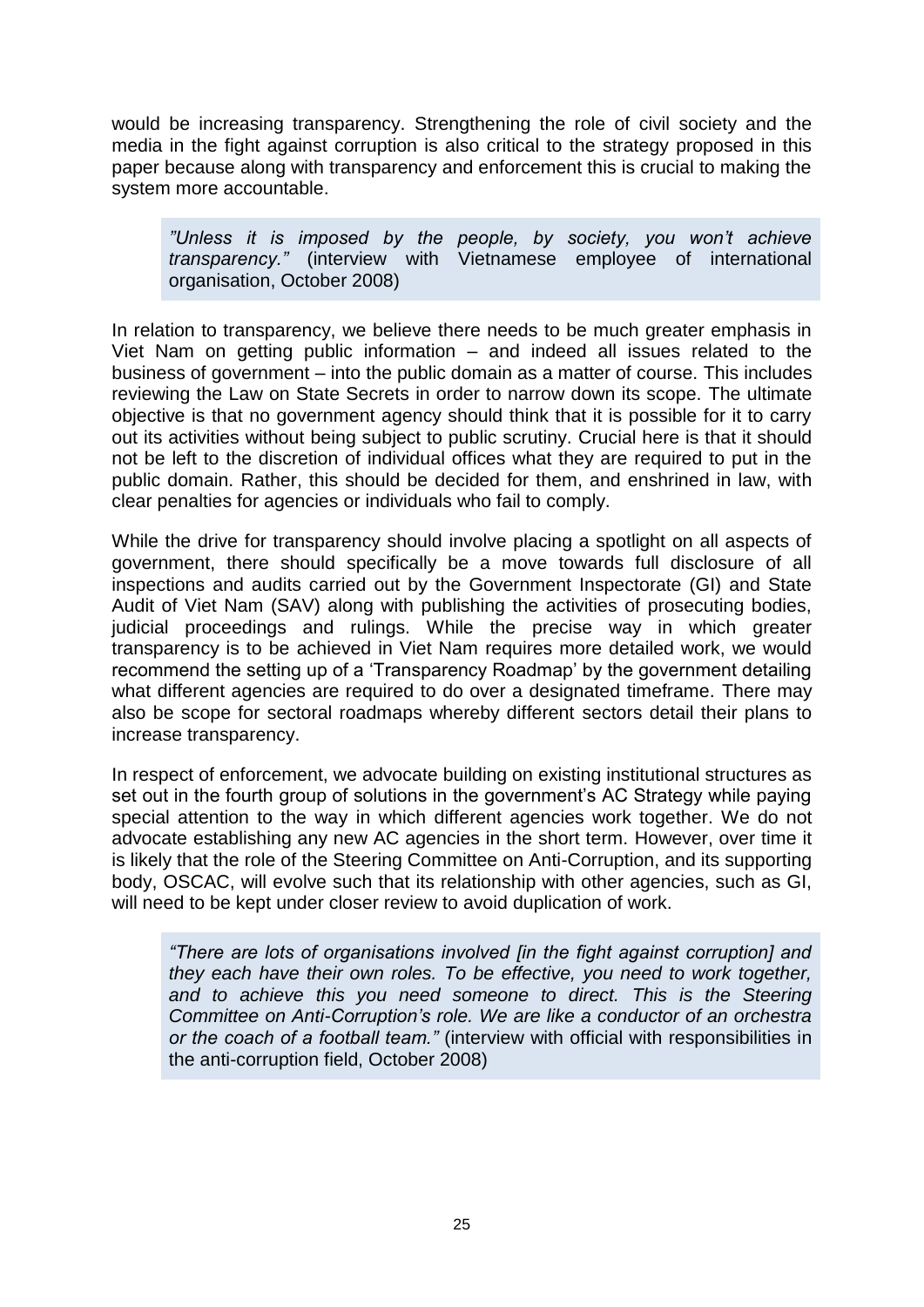would be increasing transparency. Strengthening the role of civil society and the media in the fight against corruption is also critical to the strategy proposed in this paper because along with transparency and enforcement this is crucial to making the system more accountable.

> *"Unless it is imposed by the people, by society, you won't achieve transparency."* (interview with Vietnamese employee of international organisation, October 2008)

In relation to transparency, we believe there needs to be much greater emphasis in Viet Nam on getting public information – and indeed all issues related to the business of government – into the public domain as a matter of course. This includes reviewing the Law on State Secrets in order to narrow down its scope. The ultimate objective is that no government agency should think that it is possible for it to carry out its activities without being subject to public scrutiny. Crucial here is that it should not be left to the discretion of individual offices what they are required to put in the public domain. Rather, this should be decided for them, and enshrined in law, with clear penalties for agencies or individuals who fail to comply.

While the drive for transparency should involve placing a spotlight on all aspects of government, there should specifically be a move towards full disclosure of all inspections and audits carried out by the Government Inspectorate (GI) and State Audit of Viet Nam (SAV) along with publishing the activities of prosecuting bodies, judicial proceedings and rulings. While the precise way in which greater transparency is to be achieved in Viet Nam requires more detailed work, we would recommend the setting up of a 'Transparency Roadmap' by the government detailing what different agencies are required to do over a designated timeframe. There may also be scope for sectoral roadmaps whereby different sectors detail their plans to increase transparency.

In respect of enforcement, we advocate building on existing institutional structures as set out in the fourth group of solutions in the government's AC Strategy while paying special attention to the way in which different agencies work together. We do not advocate establishing any new AC agencies in the short term. However, over time it is likely that the role of the Steering Committee on Anti-Corruption, and its supporting body, OSCAC, will evolve such that its relationship with other agencies, such as GI, will need to be kept under closer review to avoid duplication of work.

> *"There are lots of organisations involved [in the fight against corruption] and they each have their own roles. To be effective, you need to work together, and to achieve this you need someone to direct. This is the Steering Committee on Anti-Corruption's role. We are like a conductor of an orchestra or the coach of a football team."* (interview with official with responsibilities in the anti-corruption field, October 2008)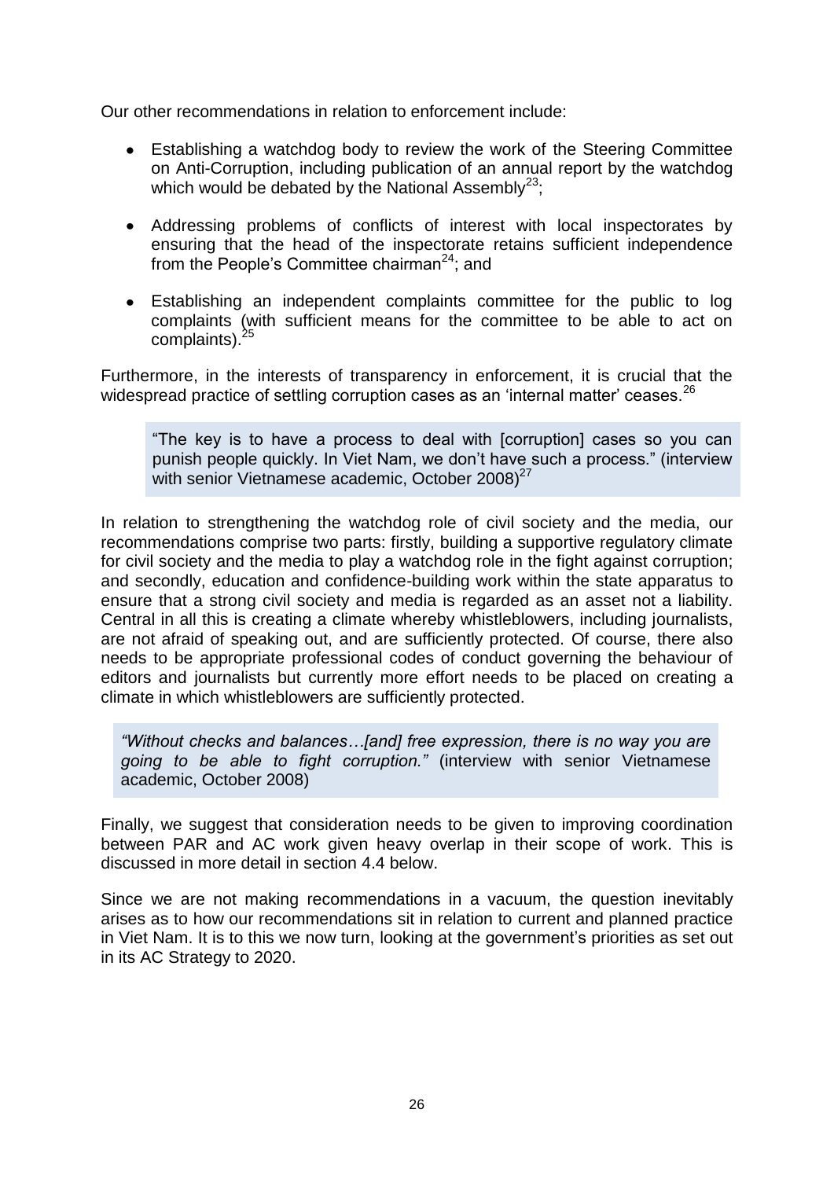Our other recommendations in relation to enforcement include:

- Establishing a watchdog body to review the work of the Steering Committee on Anti-Corruption, including publication of an annual report by the watchdog which would be debated by the National Assembly[23];
- Addressing problems of conflicts of interest with local inspectorates by ensuring that the head of the inspectorate retains sufficient independence from the People's Committee chairman[24]; and
- Establishing an independent complaints committee for the public to log complaints (with sufficient means for the committee to be able to act on complaints).[25]

Furthermore, in the interests of transparency in enforcement, it is crucial that the widespread practice of settling corruption cases as an 'internal matter' ceases.[26]

> "The key is to have a process to deal with [corruption] cases so you can punish people quickly. In Viet Nam, we don't have such a process." (interview with senior Vietnamese academic, October 2008)[27]

In relation to strengthening the watchdog role of civil society and the media, our recommendations comprise two parts: firstly, building a supportive regulatory climate for civil society and the media to play a watchdog role in the fight against corruption; and secondly, education and confidence-building work within the state apparatus to ensure that a strong civil society and media is regarded as an asset not a liability. Central in all this is creating a climate whereby whistleblowers, including journalists, are not afraid of speaking out, and are sufficiently protected. Of course, there also needs to be appropriate professional codes of conduct governing the behaviour of editors and journalists but currently more effort needs to be placed on creating a climate in which whistleblowers are sufficiently protected.

> *"Without checks and balances…[and] free expression, there is no way you are going to be able to fight corruption."* (interview with senior Vietnamese academic, October 2008)

Finally, we suggest that consideration needs to be given to improving coordination between PAR and AC work given heavy overlap in their scope of work. This is discussed in more detail in section 4.4 below.

Since we are not making recommendations in a vacuum, the question inevitably arises as to how our recommendations sit in relation to current and planned practice in Viet Nam. It is to this we now turn, looking at the government's priorities as set out in its AC Strategy to 2020.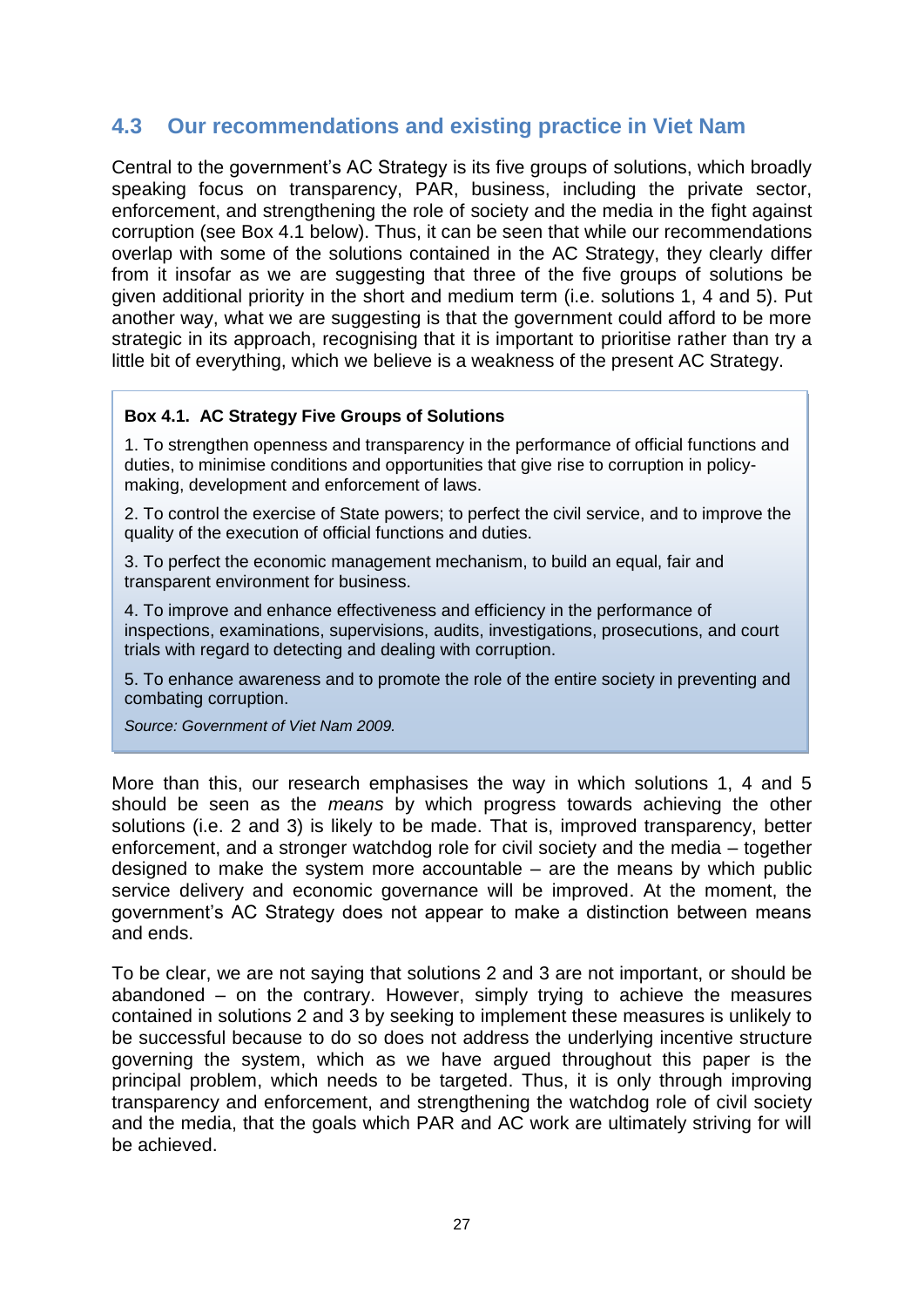## 4.3 Our recommendations and existing practice in Viet Nam

Central to the government's AC Strategy is its five groups of solutions, which broadly speaking focus on transparency, PAR, business, including the private sector, enforcement, and strengthening the role of society and the media in the fight against corruption (see Box 4.1 below). Thus, it can be seen that while our recommendations overlap with some of the solutions contained in the AC Strategy, they clearly differ from it insofar as we are suggesting that three of the five groups of solutions be given additional priority in the short and medium term (i.e. solutions 1, 4 and 5). Put another way, what we are suggesting is that the government could afford to be more strategic in its approach, recognising that it is important to prioritise rather than try a little bit of everything, which we believe is a weakness of the present AC Strategy.

> **Box 4.1. AC Strategy Five Groups of Solutions**
>
> 1. To strengthen openness and transparency in the performance of official functions and duties, to minimise conditions and opportunities that give rise to corruption in policy-making, development and enforcement of laws.
>
> 2. To control the exercise of State powers; to perfect the civil service, and to improve the quality of the execution of official functions and duties.
>
> 3. To perfect the economic management mechanism, to build an equal, fair and transparent environment for business.
>
> 4. To improve and enhance effectiveness and efficiency in the performance of inspections, examinations, supervisions, audits, investigations, prosecutions, and court trials with regard to detecting and dealing with corruption.
>
> 5. To enhance awareness and to promote the role of the entire society in preventing and combating corruption.
>
> *Source: Government of Viet Nam 2009.*

More than this, our research emphasises the way in which solutions 1, 4 and 5 should be seen as the *means* by which progress towards achieving the other solutions (i.e. 2 and 3) is likely to be made. That is, improved transparency, better enforcement, and a stronger watchdog role for civil society and the media – together designed to make the system more accountable – are the means by which public service delivery and economic governance will be improved. At the moment, the government's AC Strategy does not appear to make a distinction between means and ends.

To be clear, we are not saying that solutions 2 and 3 are not important, or should be abandoned – on the contrary. However, simply trying to achieve the measures contained in solutions 2 and 3 by seeking to implement these measures is unlikely to be successful because to do so does not address the underlying incentive structure governing the system, which as we have argued throughout this paper is the principal problem, which needs to be targeted. Thus, it is only through improving transparency and enforcement, and strengthening the watchdog role of civil society and the media, that the goals which PAR and AC work are ultimately striving for will be achieved.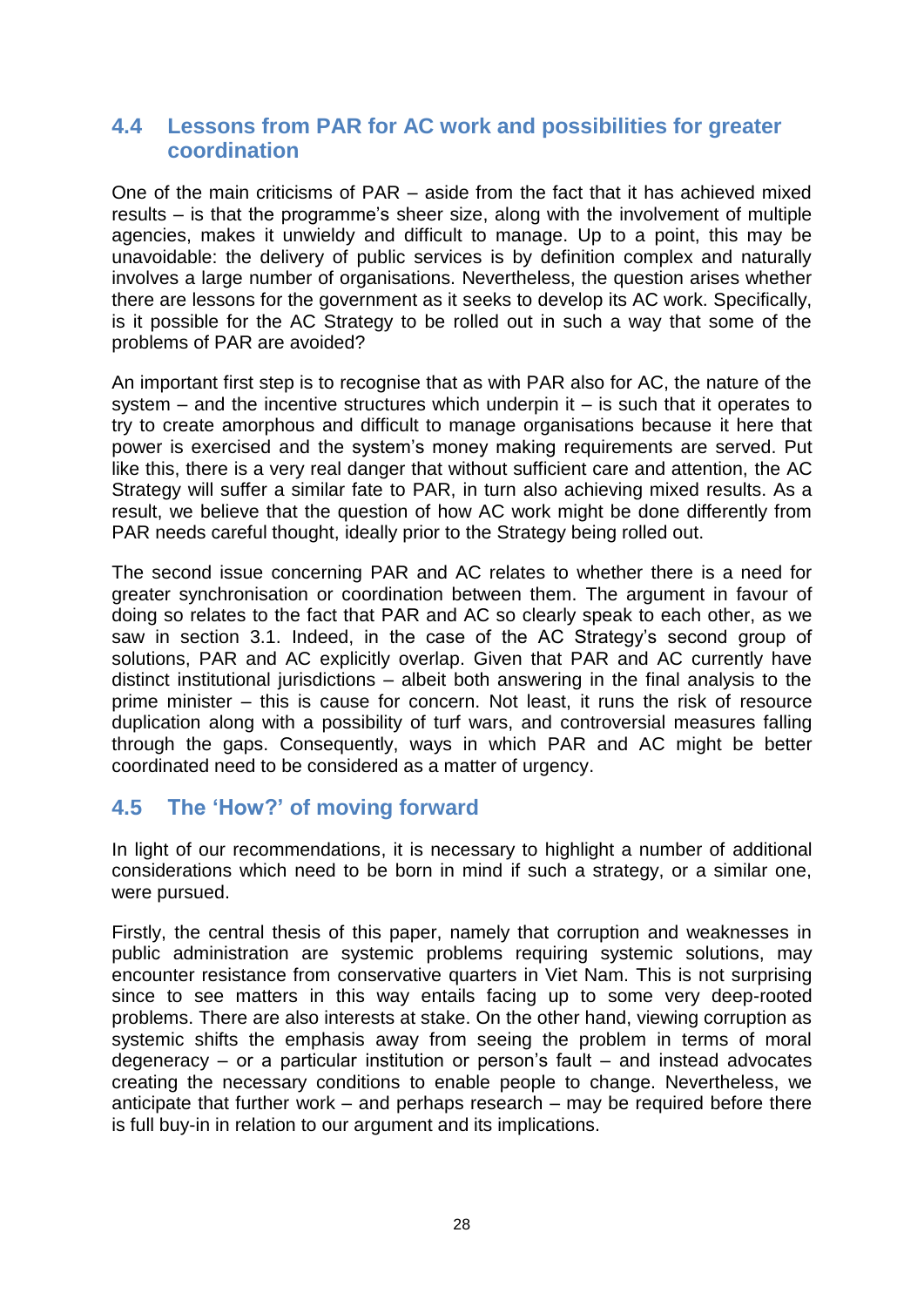## 4.4 Lessons from PAR for AC work and possibilities for greater coordination

One of the main criticisms of PAR – aside from the fact that it has achieved mixed results – is that the programme's sheer size, along with the involvement of multiple agencies, makes it unwieldy and difficult to manage. Up to a point, this may be unavoidable: the delivery of public services is by definition complex and naturally involves a large number of organisations. Nevertheless, the question arises whether there are lessons for the government as it seeks to develop its AC work. Specifically, is it possible for the AC Strategy to be rolled out in such a way that some of the problems of PAR are avoided?

An important first step is to recognise that as with PAR also for AC, the nature of the system – and the incentive structures which underpin it – is such that it operates to try to create amorphous and difficult to manage organisations because it here that power is exercised and the system's money making requirements are served. Put like this, there is a very real danger that without sufficient care and attention, the AC Strategy will suffer a similar fate to PAR, in turn also achieving mixed results. As a result, we believe that the question of how AC work might be done differently from PAR needs careful thought, ideally prior to the Strategy being rolled out.

The second issue concerning PAR and AC relates to whether there is a need for greater synchronisation or coordination between them. The argument in favour of doing so relates to the fact that PAR and AC so clearly speak to each other, as we saw in section 3.1. Indeed, in the case of the AC Strategy's second group of solutions, PAR and AC explicitly overlap. Given that PAR and AC currently have distinct institutional jurisdictions – albeit both answering in the final analysis to the prime minister – this is cause for concern. Not least, it runs the risk of resource duplication along with a possibility of turf wars, and controversial measures falling through the gaps. Consequently, ways in which PAR and AC might be better coordinated need to be considered as a matter of urgency.

## 4.5 The 'How?' of moving forward

In light of our recommendations, it is necessary to highlight a number of additional considerations which need to be born in mind if such a strategy, or a similar one, were pursued.

Firstly, the central thesis of this paper, namely that corruption and weaknesses in public administration are systemic problems requiring systemic solutions, may encounter resistance from conservative quarters in Viet Nam. This is not surprising since to see matters in this way entails facing up to some very deep-rooted problems. There are also interests at stake. On the other hand, viewing corruption as systemic shifts the emphasis away from seeing the problem in terms of moral degeneracy – or a particular institution or person's fault – and instead advocates creating the necessary conditions to enable people to change. Nevertheless, we anticipate that further work – and perhaps research – may be required before there is full buy-in in relation to our argument and its implications.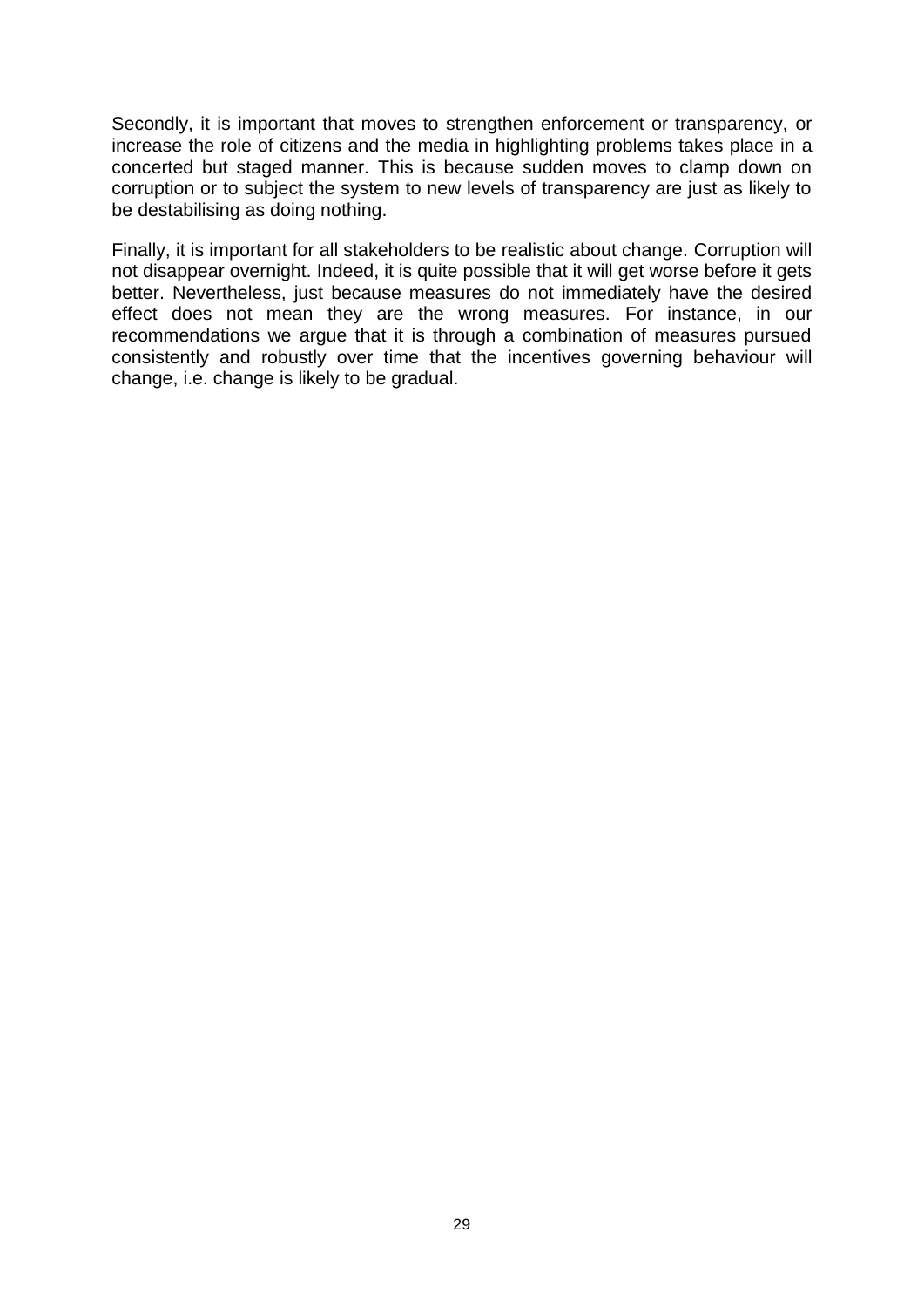Secondly, it is important that moves to strengthen enforcement or transparency, or increase the role of citizens and the media in highlighting problems takes place in a concerted but staged manner. This is because sudden moves to clamp down on corruption or to subject the system to new levels of transparency are just as likely to be destabilising as doing nothing.

Finally, it is important for all stakeholders to be realistic about change. Corruption will not disappear overnight. Indeed, it is quite possible that it will get worse before it gets better. Nevertheless, just because measures do not immediately have the desired effect does not mean they are the wrong measures. For instance, in our recommendations we argue that it is through a combination of measures pursued consistently and robustly over time that the incentives governing behaviour will change, i.e. change is likely to be gradual.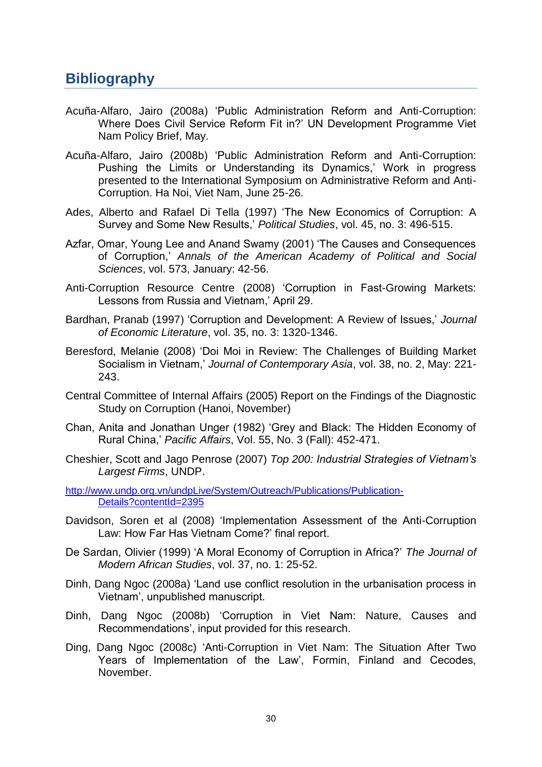## Bibliography

Acuña-Alfaro, Jairo (2008a) 'Public Administration Reform and Anti-Corruption: Where Does Civil Service Reform Fit in?' UN Development Programme Viet Nam Policy Brief, May.

Acuña-Alfaro, Jairo (2008b) 'Public Administration Reform and Anti-Corruption: Pushing the Limits or Understanding its Dynamics,' Work in progress presented to the International Symposium on Administrative Reform and Anti-Corruption. Ha Noi, Viet Nam, June 25-26.

Ades, Alberto and Rafael Di Tella (1997) 'The New Economics of Corruption: A Survey and Some New Results,' *Political Studies*, vol. 45, no. 3: 496-515.

Azfar, Omar, Young Lee and Anand Swamy (2001) 'The Causes and Consequences of Corruption,' *Annals of the American Academy of Political and Social Sciences*, vol. 573, January: 42-56.

Anti-Corruption Resource Centre (2008) 'Corruption in Fast-Growing Markets: Lessons from Russia and Vietnam,' April 29.

Bardhan, Pranab (1997) 'Corruption and Development: A Review of Issues,' *Journal of Economic Literature*, vol. 35, no. 3: 1320-1346.

Beresford, Melanie (2008) 'Doi Moi in Review: The Challenges of Building Market Socialism in Vietnam,' *Journal of Contemporary Asia*, vol. 38, no. 2, May: 221-243.

Central Committee of Internal Affairs (2005) Report on the Findings of the Diagnostic Study on Corruption (Hanoi, November)

Chan, Anita and Jonathan Unger (1982) 'Grey and Black: The Hidden Economy of Rural China,' *Pacific Affairs*, Vol. 55, No. 3 (Fall): 452-471.

Cheshier, Scott and Jago Penrose (2007) *Top 200: Industrial Strategies of Vietnam's Largest Firms*, UNDP.

http://www.undp.org.vn/undpLive/System/Outreach/Publications/Publication-Details?contentId=2395

Davidson, Soren et al (2008) 'Implementation Assessment of the Anti-Corruption Law: How Far Has Vietnam Come?' final report.

De Sardan, Olivier (1999) 'A Moral Economy of Corruption in Africa?' *The Journal of Modern African Studies*, vol. 37, no. 1: 25-52.

Dinh, Dang Ngoc (2008a) 'Land use conflict resolution in the urbanisation process in Vietnam', unpublished manuscript.

Dinh, Dang Ngoc (2008b) 'Corruption in Viet Nam: Nature, Causes and Recommendations', input provided for this research.

Ding, Dang Ngoc (2008c) 'Anti-Corruption in Viet Nam: The Situation After Two Years of Implementation of the Law', Formin, Finland and Cecodes, November.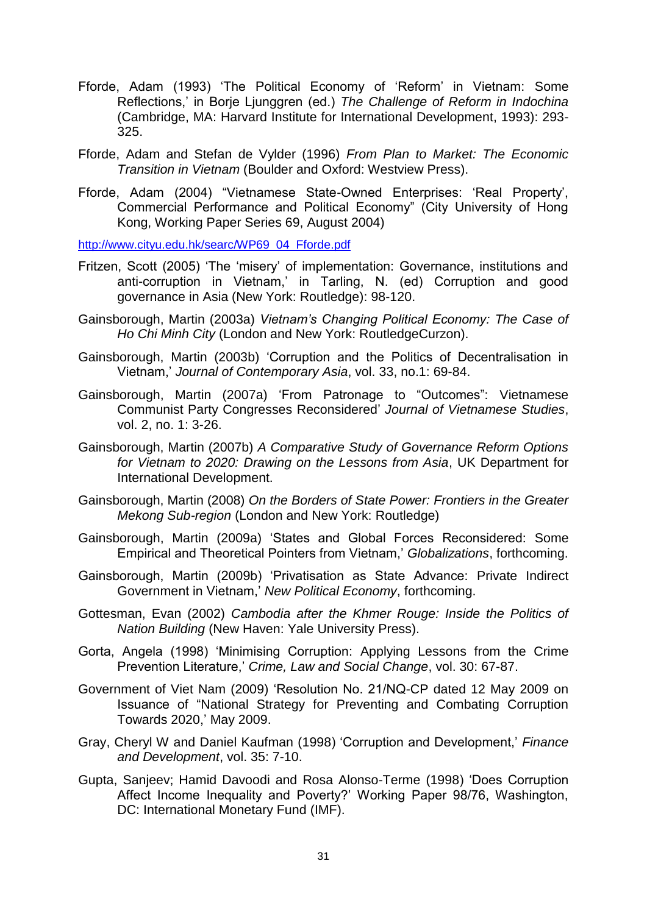Fforde, Adam (1993) 'The Political Economy of 'Reform' in Vietnam: Some Reflections,' in Borje Ljunggren (ed.) *The Challenge of Reform in Indochina* (Cambridge, MA: Harvard Institute for International Development, 1993): 293-325.

Fforde, Adam and Stefan de Vylder (1996) *From Plan to Market: The Economic Transition in Vietnam* (Boulder and Oxford: Westview Press).

Fforde, Adam (2004) "Vietnamese State-Owned Enterprises: 'Real Property', Commercial Performance and Political Economy" (City University of Hong Kong, Working Paper Series 69, August 2004)

http://www.cityu.edu.hk/searc/WP69_04_Fforde.pdf

Fritzen, Scott (2005) 'The 'misery' of implementation: Governance, institutions and anti-corruption in Vietnam,' in Tarling, N. (ed) Corruption and good governance in Asia (New York: Routledge): 98-120.

Gainsborough, Martin (2003a) *Vietnam's Changing Political Economy: The Case of Ho Chi Minh City* (London and New York: RoutledgeCurzon).

Gainsborough, Martin (2003b) 'Corruption and the Politics of Decentralisation in Vietnam,' *Journal of Contemporary Asia*, vol. 33, no.1: 69-84.

Gainsborough, Martin (2007a) 'From Patronage to "Outcomes": Vietnamese Communist Party Congresses Reconsidered' *Journal of Vietnamese Studies*, vol. 2, no. 1: 3-26.

Gainsborough, Martin (2007b) *A Comparative Study of Governance Reform Options for Vietnam to 2020: Drawing on the Lessons from Asia*, UK Department for International Development.

Gainsborough, Martin (2008) *On the Borders of State Power: Frontiers in the Greater Mekong Sub-region* (London and New York: Routledge)

Gainsborough, Martin (2009a) 'States and Global Forces Reconsidered: Some Empirical and Theoretical Pointers from Vietnam,' *Globalizations*, forthcoming.

Gainsborough, Martin (2009b) 'Privatisation as State Advance: Private Indirect Government in Vietnam,' *New Political Economy*, forthcoming.

Gottesman, Evan (2002) *Cambodia after the Khmer Rouge: Inside the Politics of Nation Building* (New Haven: Yale University Press).

Gorta, Angela (1998) 'Minimising Corruption: Applying Lessons from the Crime Prevention Literature,' *Crime, Law and Social Change*, vol. 30: 67-87.

Government of Viet Nam (2009) 'Resolution No. 21/NQ-CP dated 12 May 2009 on Issuance of "National Strategy for Preventing and Combating Corruption Towards 2020,' May 2009.

Gray, Cheryl W and Daniel Kaufman (1998) 'Corruption and Development,' *Finance and Development*, vol. 35: 7-10.

Gupta, Sanjeev; Hamid Davoodi and Rosa Alonso-Terme (1998) 'Does Corruption Affect Income Inequality and Poverty?' Working Paper 98/76, Washington, DC: International Monetary Fund (IMF).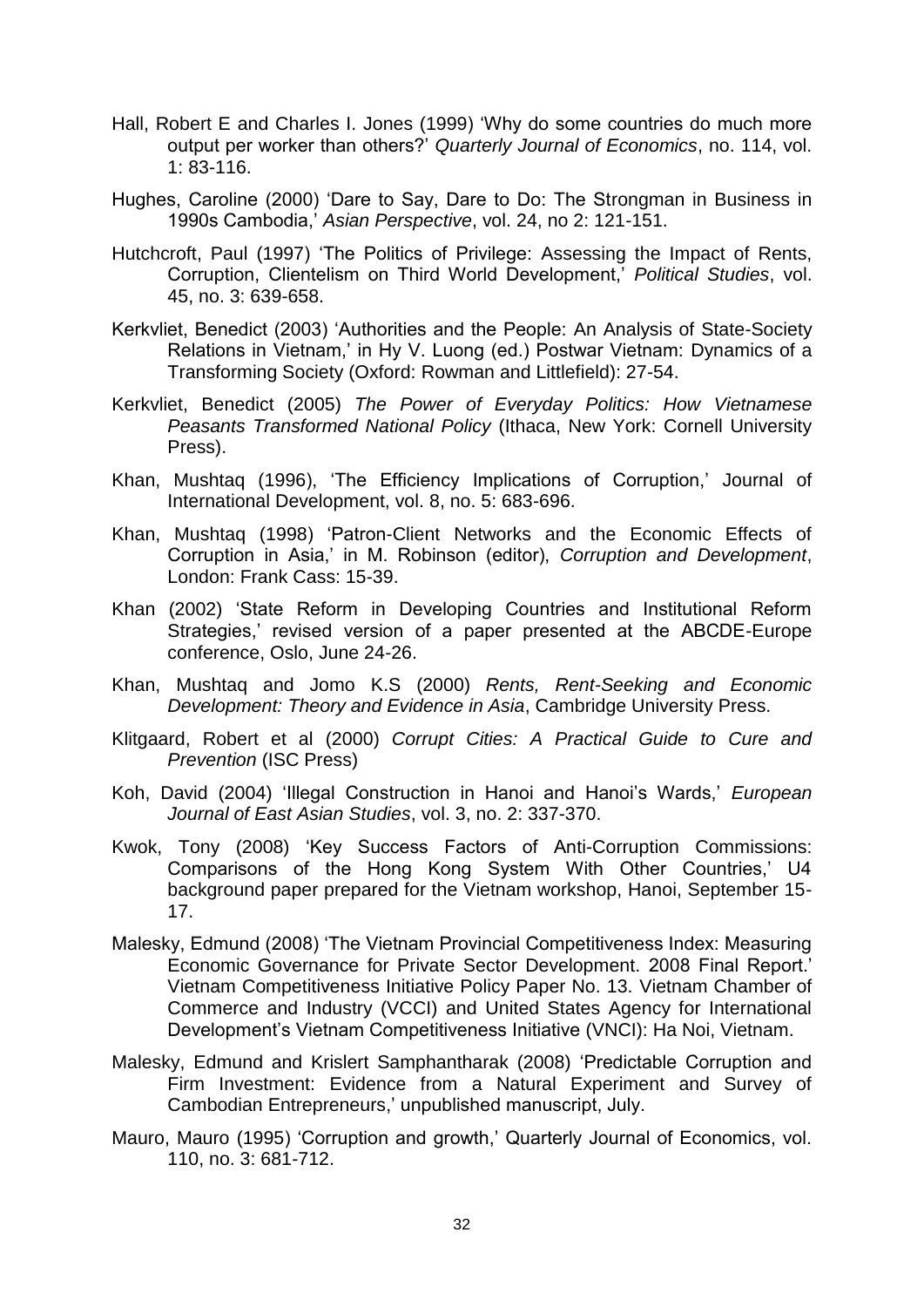Hall, Robert E and Charles I. Jones (1999) 'Why do some countries do much more output per worker than others?' *Quarterly Journal of Economics*, no. 114, vol. 1: 83-116.

Hughes, Caroline (2000) 'Dare to Say, Dare to Do: The Strongman in Business in 1990s Cambodia,' *Asian Perspective*, vol. 24, no 2: 121-151.

Hutchcroft, Paul (1997) 'The Politics of Privilege: Assessing the Impact of Rents, Corruption, Clientelism on Third World Development,' *Political Studies*, vol. 45, no. 3: 639-658.

Kerkvliet, Benedict (2003) 'Authorities and the People: An Analysis of State-Society Relations in Vietnam,' in Hy V. Luong (ed.) Postwar Vietnam: Dynamics of a Transforming Society (Oxford: Rowman and Littlefield): 27-54.

Kerkvliet, Benedict (2005) *The Power of Everyday Politics: How Vietnamese Peasants Transformed National Policy* (Ithaca, New York: Cornell University Press).

Khan, Mushtaq (1996), 'The Efficiency Implications of Corruption,' Journal of International Development, vol. 8, no. 5: 683-696.

Khan, Mushtaq (1998) 'Patron-Client Networks and the Economic Effects of Corruption in Asia,' in M. Robinson (editor), *Corruption and Development*, London: Frank Cass: 15-39.

Khan (2002) 'State Reform in Developing Countries and Institutional Reform Strategies,' revised version of a paper presented at the ABCDE-Europe conference, Oslo, June 24-26.

Khan, Mushtaq and Jomo K.S (2000) *Rents, Rent-Seeking and Economic Development: Theory and Evidence in Asia*, Cambridge University Press.

Klitgaard, Robert et al (2000) *Corrupt Cities: A Practical Guide to Cure and Prevention* (ISC Press)

Koh, David (2004) 'Illegal Construction in Hanoi and Hanoi's Wards,' *European Journal of East Asian Studies*, vol. 3, no. 2: 337-370.

Kwok, Tony (2008) 'Key Success Factors of Anti-Corruption Commissions: Comparisons of the Hong Kong System With Other Countries,' U4 background paper prepared for the Vietnam workshop, Hanoi, September 15-17.

Malesky, Edmund (2008) 'The Vietnam Provincial Competitiveness Index: Measuring Economic Governance for Private Sector Development. 2008 Final Report.' Vietnam Competitiveness Initiative Policy Paper No. 13. Vietnam Chamber of Commerce and Industry (VCCI) and United States Agency for International Development's Vietnam Competitiveness Initiative (VNCI): Ha Noi, Vietnam.

Malesky, Edmund and Krislert Samphantharak (2008) 'Predictable Corruption and Firm Investment: Evidence from a Natural Experiment and Survey of Cambodian Entrepreneurs,' unpublished manuscript, July.

Mauro, Mauro (1995) 'Corruption and growth,' Quarterly Journal of Economics, vol. 110, no. 3: 681-712.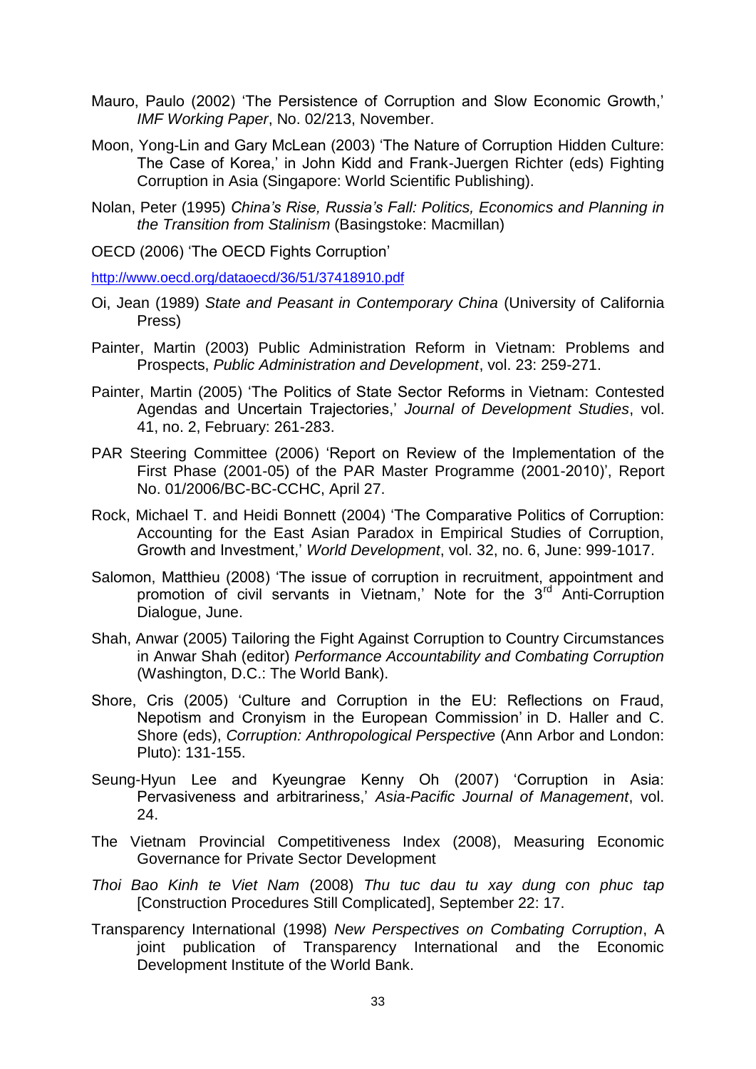Mauro, Paulo (2002) 'The Persistence of Corruption and Slow Economic Growth,' *IMF Working Paper*, No. 02/213, November.

Moon, Yong-Lin and Gary McLean (2003) 'The Nature of Corruption Hidden Culture: The Case of Korea,' in John Kidd and Frank-Juergen Richter (eds) Fighting Corruption in Asia (Singapore: World Scientific Publishing).

Nolan, Peter (1995) *China's Rise, Russia's Fall: Politics, Economics and Planning in the Transition from Stalinism* (Basingstoke: Macmillan)

OECD (2006) 'The OECD Fights Corruption'

http://www.oecd.org/dataoecd/36/51/37418910.pdf

Oi, Jean (1989) *State and Peasant in Contemporary China* (University of California Press)

Painter, Martin (2003) Public Administration Reform in Vietnam: Problems and Prospects, *Public Administration and Development*, vol. 23: 259-271.

Painter, Martin (2005) 'The Politics of State Sector Reforms in Vietnam: Contested Agendas and Uncertain Trajectories,' *Journal of Development Studies*, vol. 41, no. 2, February: 261-283.

PAR Steering Committee (2006) 'Report on Review of the Implementation of the First Phase (2001-05) of the PAR Master Programme (2001-2010)', Report No. 01/2006/BC-BC-CCHC, April 27.

Rock, Michael T. and Heidi Bonnett (2004) 'The Comparative Politics of Corruption: Accounting for the East Asian Paradox in Empirical Studies of Corruption, Growth and Investment,' *World Development*, vol. 32, no. 6, June: 999-1017.

Salomon, Matthieu (2008) 'The issue of corruption in recruitment, appointment and promotion of civil servants in Vietnam,' Note for the 3rd Anti-Corruption Dialogue, June.

Shah, Anwar (2005) Tailoring the Fight Against Corruption to Country Circumstances in Anwar Shah (editor) *Performance Accountability and Combating Corruption* (Washington, D.C.: The World Bank).

Shore, Cris (2005) 'Culture and Corruption in the EU: Reflections on Fraud, Nepotism and Cronyism in the European Commission' in D. Haller and C. Shore (eds), *Corruption: Anthropological Perspective* (Ann Arbor and London: Pluto): 131-155.

Seung-Hyun Lee and Kyeungrae Kenny Oh (2007) 'Corruption in Asia: Pervasiveness and arbitrariness,' *Asia-Pacific Journal of Management*, vol. 24.

The Vietnam Provincial Competitiveness Index (2008), Measuring Economic Governance for Private Sector Development

*Thoi Bao Kinh te Viet Nam* (2008) *Thu tuc dau tu xay dung con phuc tap* [Construction Procedures Still Complicated], September 22: 17.

Transparency International (1998) *New Perspectives on Combating Corruption*, A joint publication of Transparency International and the Economic Development Institute of the World Bank.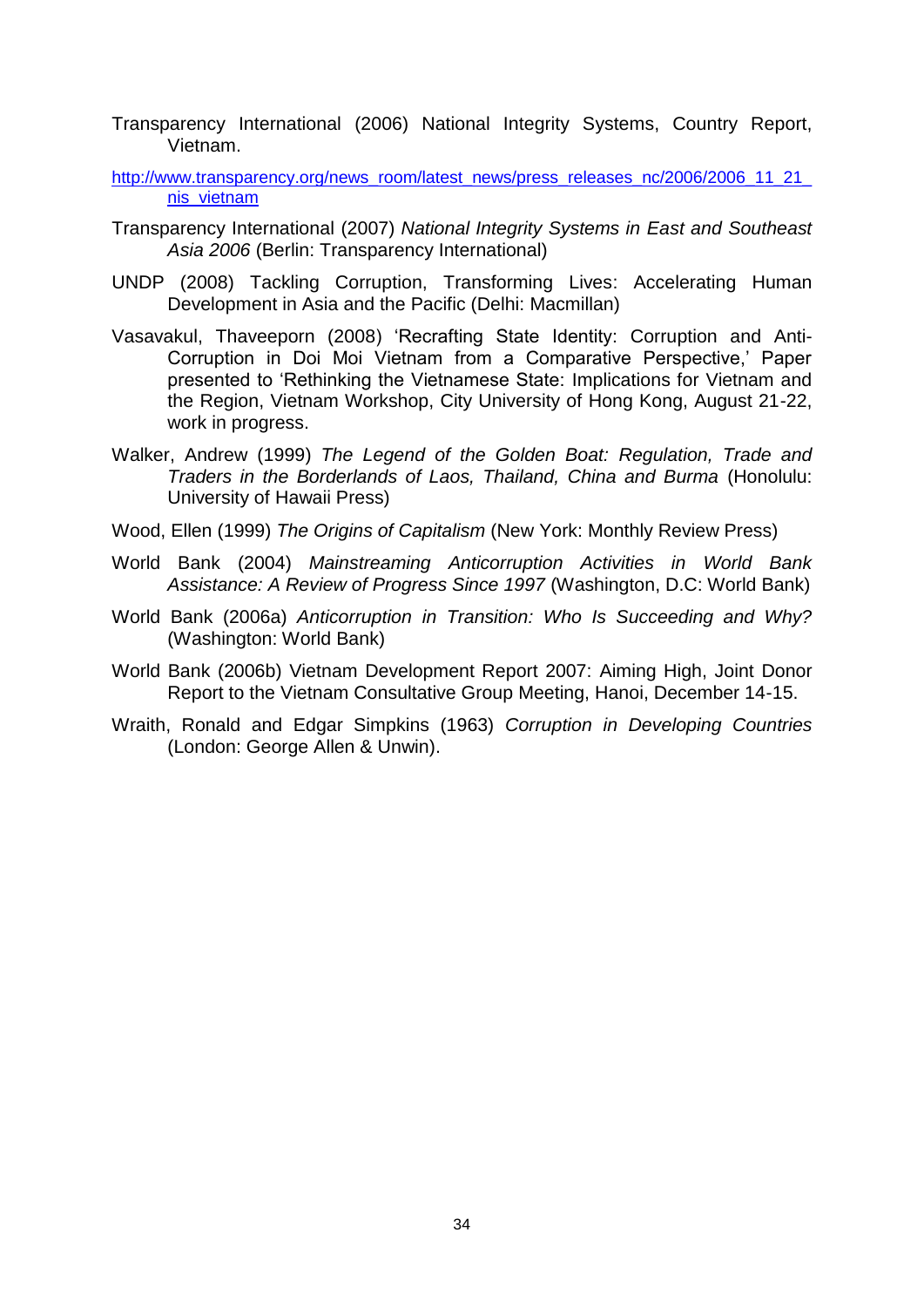Transparency International (2006) National Integrity Systems, Country Report, Vietnam.

[http://www.transparency.org/news_room/latest_news/press_releases_nc/2006/2006_11_21_nis_vietnam](http://www.transparency.org/news_room/latest_news/press_releases_nc/2006/2006_11_21_nis_vietnam)

Transparency International (2007) *National Integrity Systems in East and Southeast Asia 2006* (Berlin: Transparency International)

UNDP (2008) Tackling Corruption, Transforming Lives: Accelerating Human Development in Asia and the Pacific (Delhi: Macmillan)

Vasavakul, Thaveeporn (2008) 'Recrafting State Identity: Corruption and Anti-Corruption in Doi Moi Vietnam from a Comparative Perspective,' Paper presented to 'Rethinking the Vietnamese State: Implications for Vietnam and the Region, Vietnam Workshop, City University of Hong Kong, August 21-22, work in progress.

Walker, Andrew (1999) *The Legend of the Golden Boat: Regulation, Trade and Traders in the Borderlands of Laos, Thailand, China and Burma* (Honolulu: University of Hawaii Press)

Wood, Ellen (1999) *The Origins of Capitalism* (New York: Monthly Review Press)

World Bank (2004) *Mainstreaming Anticorruption Activities in World Bank Assistance: A Review of Progress Since 1997* (Washington, D.C: World Bank)

World Bank (2006a) *Anticorruption in Transition: Who Is Succeeding and Why?* (Washington: World Bank)

World Bank (2006b) Vietnam Development Report 2007: Aiming High, Joint Donor Report to the Vietnam Consultative Group Meeting, Hanoi, December 14-15.

Wraith, Ronald and Edgar Simpkins (1963) *Corruption in Developing Countries* (London: George Allen & Unwin).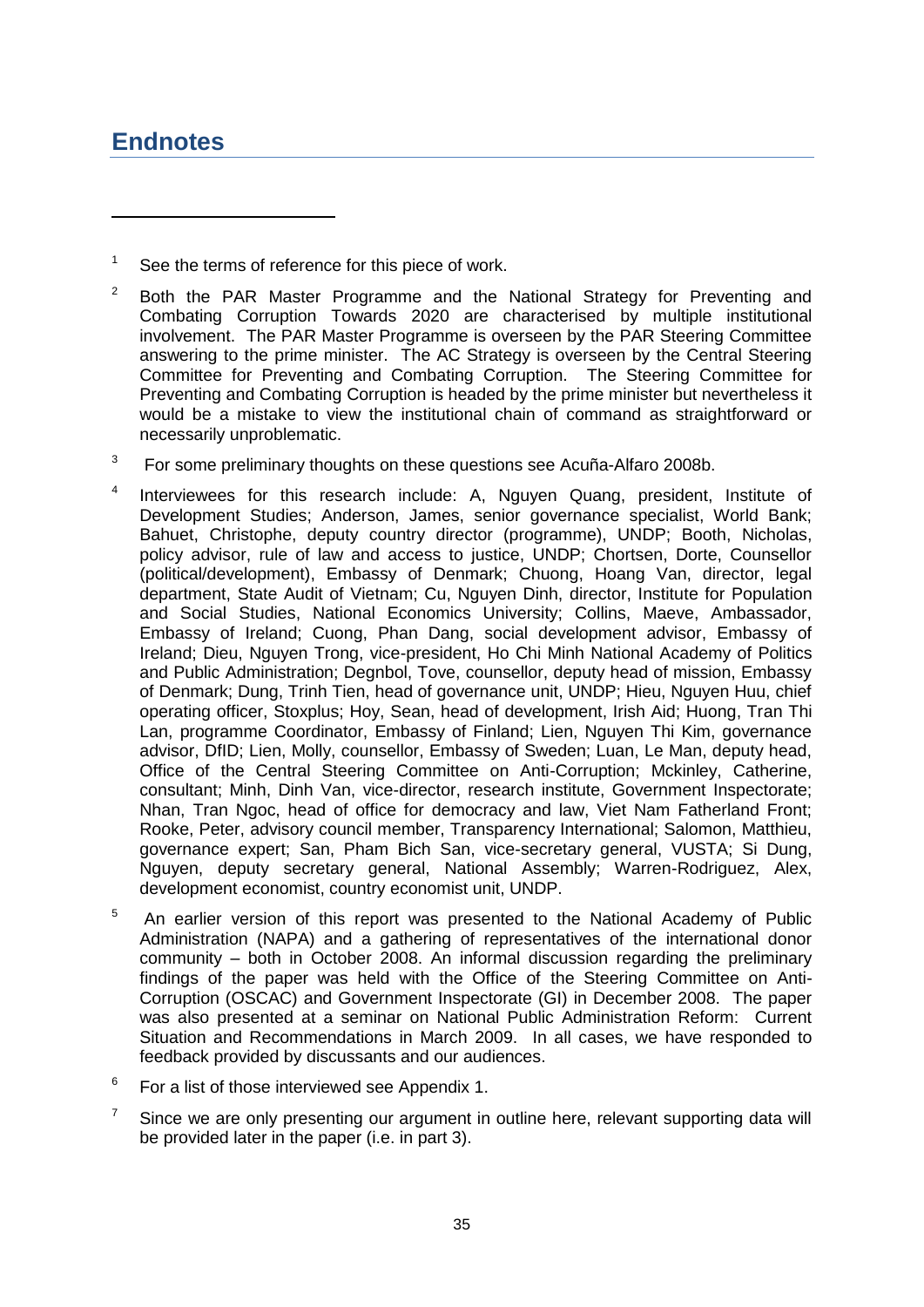# Endnotes

---

1 See the terms of reference for this piece of work.

2 Both the PAR Master Programme and the National Strategy for Preventing and Combating Corruption Towards 2020 are characterised by multiple institutional involvement. The PAR Master Programme is overseen by the PAR Steering Committee answering to the prime minister. The AC Strategy is overseen by the Central Steering Committee for Preventing and Combating Corruption. The Steering Committee for Preventing and Combating Corruption is headed by the prime minister but nevertheless it would be a mistake to view the institutional chain of command as straightforward or necessarily unproblematic.

3 For some preliminary thoughts on these questions see Acuña-Alfaro 2008b.

4 Interviewees for this research include: A, Nguyen Quang, president, Institute of Development Studies; Anderson, James, senior governance specialist, World Bank; Bahuet, Christophe, deputy country director (programme), UNDP; Booth, Nicholas, policy advisor, rule of law and access to justice, UNDP; Chortsen, Dorte, Counsellor (political/development), Embassy of Denmark; Chuong, Hoang Van, director, legal department, State Audit of Vietnam; Cu, Nguyen Dinh, director, Institute for Population and Social Studies, National Economics University; Collins, Maeve, Ambassador, Embassy of Ireland; Cuong, Phan Dang, social development advisor, Embassy of Ireland; Dieu, Nguyen Trong, vice-president, Ho Chi Minh National Academy of Politics and Public Administration; Degnbol, Tove, counsellor, deputy head of mission, Embassy of Denmark; Dung, Trinh Tien, head of governance unit, UNDP; Hieu, Nguyen Huu, chief operating officer, Stoxplus; Hoy, Sean, head of development, Irish Aid; Huong, Tran Thi Lan, programme Coordinator, Embassy of Finland; Lien, Nguyen Thi Kim, governance advisor, DfID; Lien, Molly, counsellor, Embassy of Sweden; Luan, Le Man, deputy head, Office of the Central Steering Committee on Anti-Corruption; Mckinley, Catherine, consultant; Minh, Dinh Van, vice-director, research institute, Government Inspectorate; Nhan, Tran Ngoc, head of office for democracy and law, Viet Nam Fatherland Front; Rooke, Peter, advisory council member, Transparency International; Salomon, Matthieu, governance expert; San, Pham Bich San, vice-secretary general, VUSTA; Si Dung, Nguyen, deputy secretary general, National Assembly; Warren-Rodriguez, Alex, development economist, country economist unit, UNDP.

5 An earlier version of this report was presented to the National Academy of Public Administration (NAPA) and a gathering of representatives of the international donor community – both in October 2008. An informal discussion regarding the preliminary findings of the paper was held with the Office of the Steering Committee on Anti-Corruption (OSCAC) and Government Inspectorate (GI) in December 2008. The paper was also presented at a seminar on National Public Administration Reform: Current Situation and Recommendations in March 2009. In all cases, we have responded to feedback provided by discussants and our audiences.

6 For a list of those interviewed see Appendix 1.

7 Since we are only presenting our argument in outline here, relevant supporting data will be provided later in the paper (i.e. in part 3).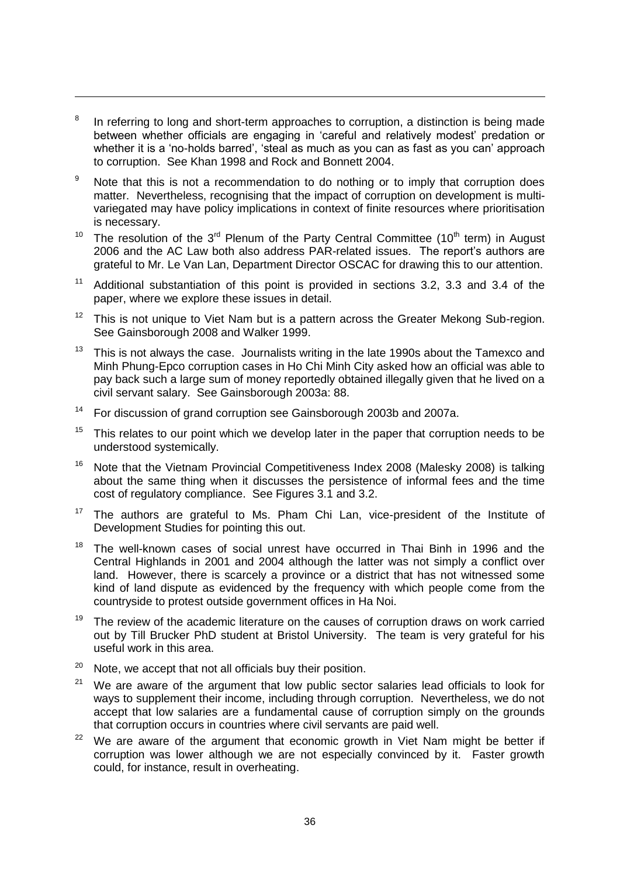[8] In referring to long and short-term approaches to corruption, a distinction is being made between whether officials are engaging in 'careful and relatively modest' predation or whether it is a 'no-holds barred', 'steal as much as you can as fast as you can' approach to corruption. See Khan 1998 and Rock and Bonnett 2004.

[9] Note that this is not a recommendation to do nothing or to imply that corruption does matter. Nevertheless, recognising that the impact of corruption on development is multi-variegated may have policy implications in context of finite resources where prioritisation is necessary.

[10] The resolution of the 3rd Plenum of the Party Central Committee (10th term) in August 2006 and the AC Law both also address PAR-related issues. The report's authors are grateful to Mr. Le Van Lan, Department Director OSCAC for drawing this to our attention.

[11] Additional substantiation of this point is provided in sections 3.2, 3.3 and 3.4 of the paper, where we explore these issues in detail.

[12] This is not unique to Viet Nam but is a pattern across the Greater Mekong Sub-region. See Gainsborough 2008 and Walker 1999.

[13] This is not always the case. Journalists writing in the late 1990s about the Tamexco and Minh Phung-Epco corruption cases in Ho Chi Minh City asked how an official was able to pay back such a large sum of money reportedly obtained illegally given that he lived on a civil servant salary. See Gainsborough 2003a: 88.

[14] For discussion of grand corruption see Gainsborough 2003b and 2007a.

[15] This relates to our point which we develop later in the paper that corruption needs to be understood systemically.

[16] Note that the Vietnam Provincial Competitiveness Index 2008 (Malesky 2008) is talking about the same thing when it discusses the persistence of informal fees and the time cost of regulatory compliance. See Figures 3.1 and 3.2.

[17] The authors are grateful to Ms. Pham Chi Lan, vice-president of the Institute of Development Studies for pointing this out.

[18] The well-known cases of social unrest have occurred in Thai Binh in 1996 and the Central Highlands in 2001 and 2004 although the latter was not simply a conflict over land. However, there is scarcely a province or a district that has not witnessed some kind of land dispute as evidenced by the frequency with which people come from the countryside to protest outside government offices in Ha Noi.

[19] The review of the academic literature on the causes of corruption draws on work carried out by Till Brucker PhD student at Bristol University. The team is very grateful for his useful work in this area.

[20] Note, we accept that not all officials buy their position.

[21] We are aware of the argument that low public sector salaries lead officials to look for ways to supplement their income, including through corruption. Nevertheless, we do not accept that low salaries are a fundamental cause of corruption simply on the grounds that corruption occurs in countries where civil servants are paid well.

[22] We are aware of the argument that economic growth in Viet Nam might be better if corruption was lower although we are not especially convinced by it. Faster growth could, for instance, result in overheating.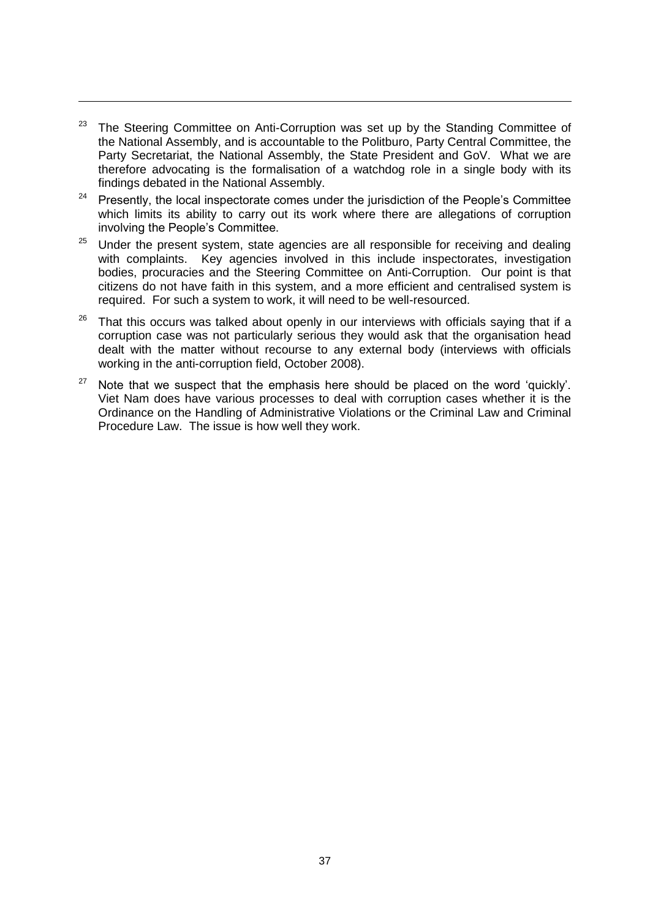[23] The Steering Committee on Anti-Corruption was set up by the Standing Committee of the National Assembly, and is accountable to the Politburo, Party Central Committee, the Party Secretariat, the National Assembly, the State President and GoV. What we are therefore advocating is the formalisation of a watchdog role in a single body with its findings debated in the National Assembly.

[24] Presently, the local inspectorate comes under the jurisdiction of the People's Committee which limits its ability to carry out its work where there are allegations of corruption involving the People's Committee.

[25] Under the present system, state agencies are all responsible for receiving and dealing with complaints. Key agencies involved in this include inspectorates, investigation bodies, procuracies and the Steering Committee on Anti-Corruption. Our point is that citizens do not have faith in this system, and a more efficient and centralised system is required. For such a system to work, it will need to be well-resourced.

[26] That this occurs was talked about openly in our interviews with officials saying that if a corruption case was not particularly serious they would ask that the organisation head dealt with the matter without recourse to any external body (interviews with officials working in the anti-corruption field, October 2008).

[27] Note that we suspect that the emphasis here should be placed on the word 'quickly'. Viet Nam does have various processes to deal with corruption cases whether it is the Ordinance on the Handling of Administrative Violations or the Criminal Law and Criminal Procedure Law. The issue is how well they work.